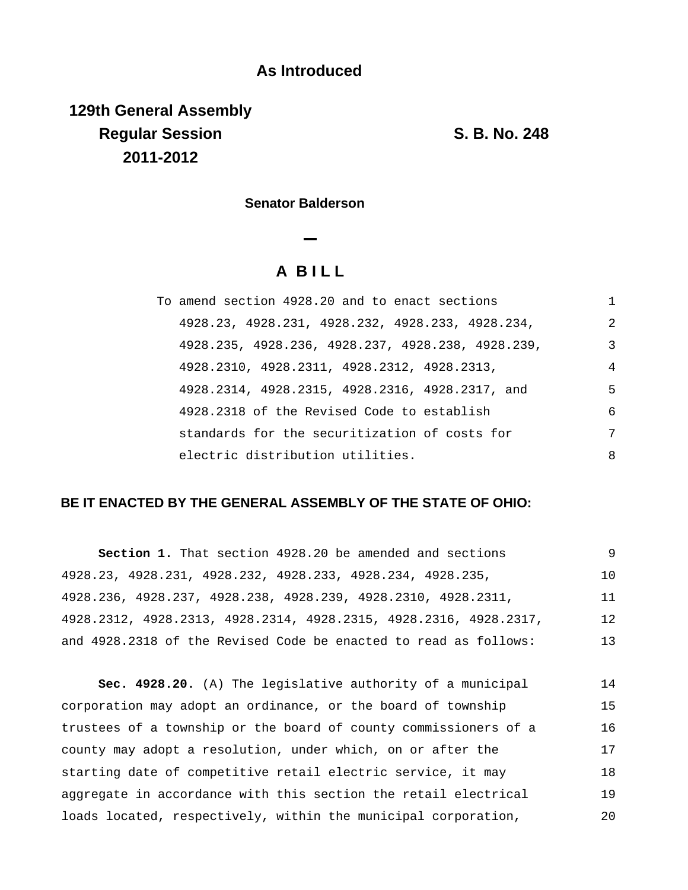**As Introduced**

**129th General Assembly**
**Regular Session**
**2011-2012**

**S. B. No. 248**

**Senator Balderson**

# A BILL

To amend section 4928.20 and to enact sections 4928.23, 4928.231, 4928.232, 4928.233, 4928.234, 4928.235, 4928.236, 4928.237, 4928.238, 4928.239, 4928.2310, 4928.2311, 4928.2312, 4928.2313, 4928.2314, 4928.2315, 4928.2316, 4928.2317, and 4928.2318 of the Revised Code to establish standards for the securitization of costs for electric distribution utilities.

**BE IT ENACTED BY THE GENERAL ASSEMBLY OF THE STATE OF OHIO:**

**Section 1.** That section 4928.20 be amended and sections 4928.23, 4928.231, 4928.232, 4928.233, 4928.234, 4928.235, 4928.236, 4928.237, 4928.238, 4928.239, 4928.2310, 4928.2311, 4928.2312, 4928.2313, 4928.2314, 4928.2315, 4928.2316, 4928.2317, and 4928.2318 of the Revised Code be enacted to read as follows:

**Sec. 4928.20.** (A) The legislative authority of a municipal corporation may adopt an ordinance, or the board of township trustees of a township or the board of county commissioners of a county may adopt a resolution, under which, on or after the starting date of competitive retail electric service, it may aggregate in accordance with this section the retail electrical loads located, respectively, within the municipal corporation,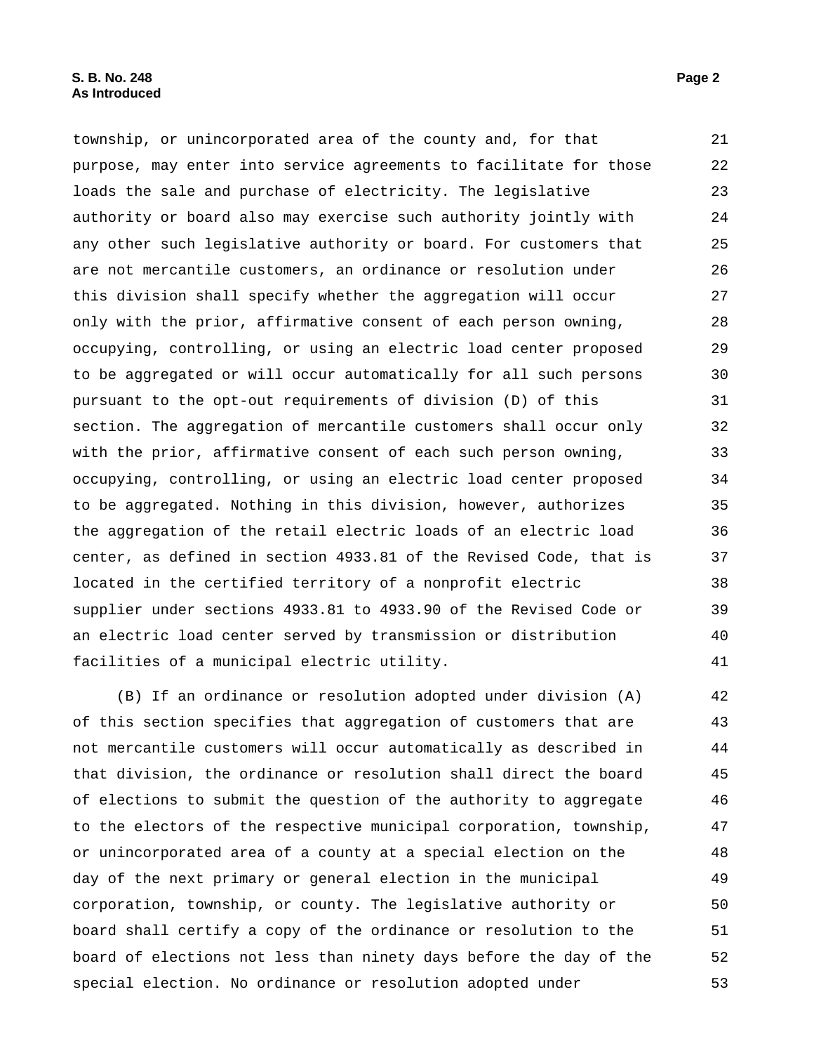township, or unincorporated area of the county and, for that purpose, may enter into service agreements to facilitate for those loads the sale and purchase of electricity. The legislative authority or board also may exercise such authority jointly with any other such legislative authority or board. For customers that are not mercantile customers, an ordinance or resolution under this division shall specify whether the aggregation will occur only with the prior, affirmative consent of each person owning, occupying, controlling, or using an electric load center proposed to be aggregated or will occur automatically for all such persons pursuant to the opt-out requirements of division (D) of this section. The aggregation of mercantile customers shall occur only with the prior, affirmative consent of each such person owning, occupying, controlling, or using an electric load center proposed to be aggregated. Nothing in this division, however, authorizes the aggregation of the retail electric loads of an electric load center, as defined in section 4933.81 of the Revised Code, that is located in the certified territory of a nonprofit electric supplier under sections 4933.81 to 4933.90 of the Revised Code or an electric load center served by transmission or distribution facilities of a municipal electric utility.

(B) If an ordinance or resolution adopted under division (A) of this section specifies that aggregation of customers that are not mercantile customers will occur automatically as described in that division, the ordinance or resolution shall direct the board of elections to submit the question of the authority to aggregate to the electors of the respective municipal corporation, township, or unincorporated area of a county at a special election on the day of the next primary or general election in the municipal corporation, township, or county. The legislative authority or board shall certify a copy of the ordinance or resolution to the board of elections not less than ninety days before the day of the special election. No ordinance or resolution adopted under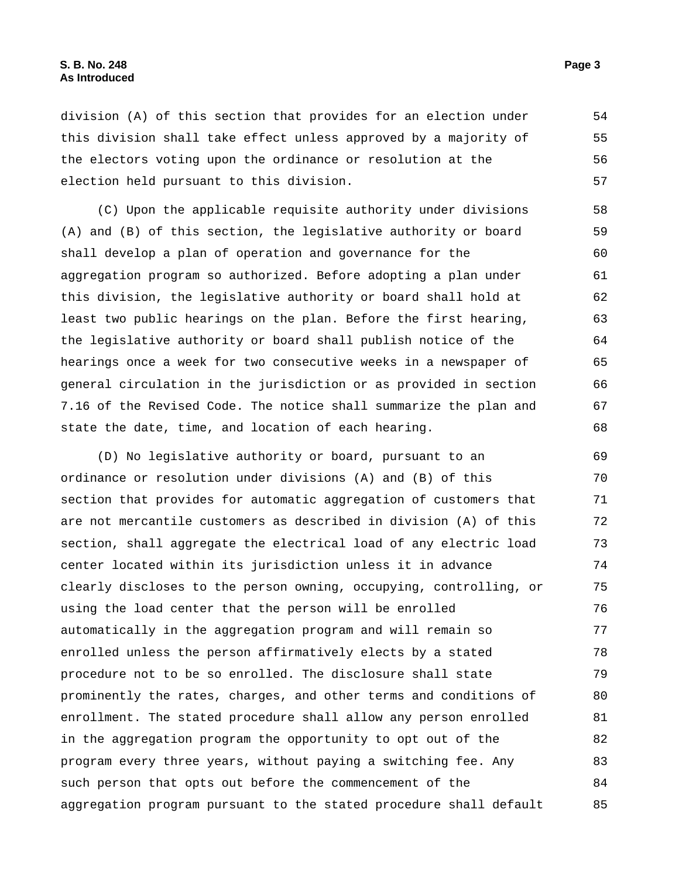division (A) of this section that provides for an election under this division shall take effect unless approved by a majority of the electors voting upon the ordinance or resolution at the election held pursuant to this division.

(C) Upon the applicable requisite authority under divisions (A) and (B) of this section, the legislative authority or board shall develop a plan of operation and governance for the aggregation program so authorized. Before adopting a plan under this division, the legislative authority or board shall hold at least two public hearings on the plan. Before the first hearing, the legislative authority or board shall publish notice of the hearings once a week for two consecutive weeks in a newspaper of general circulation in the jurisdiction or as provided in section 7.16 of the Revised Code. The notice shall summarize the plan and state the date, time, and location of each hearing.

(D) No legislative authority or board, pursuant to an ordinance or resolution under divisions (A) and (B) of this section that provides for automatic aggregation of customers that are not mercantile customers as described in division (A) of this section, shall aggregate the electrical load of any electric load center located within its jurisdiction unless it in advance clearly discloses to the person owning, occupying, controlling, or using the load center that the person will be enrolled automatically in the aggregation program and will remain so enrolled unless the person affirmatively elects by a stated procedure not to be so enrolled. The disclosure shall state prominently the rates, charges, and other terms and conditions of enrollment. The stated procedure shall allow any person enrolled in the aggregation program the opportunity to opt out of the program every three years, without paying a switching fee. Any such person that opts out before the commencement of the aggregation program pursuant to the stated procedure shall default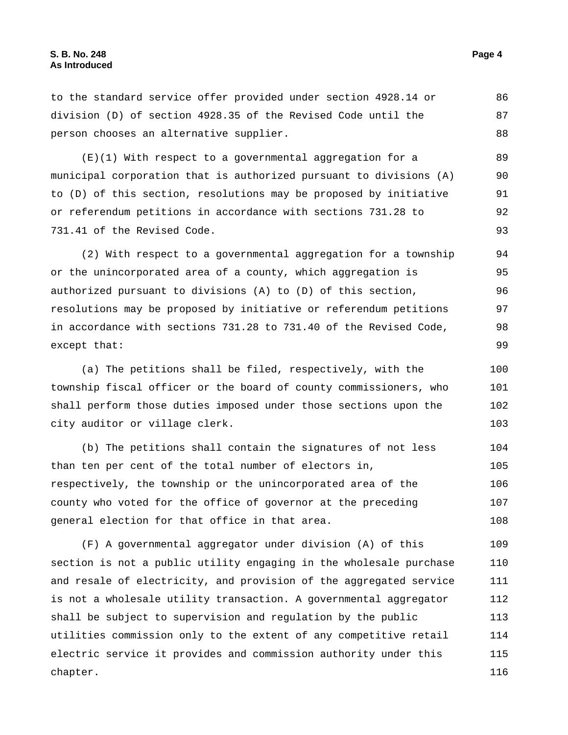to the standard service offer provided under section 4928.14 or division (D) of section 4928.35 of the Revised Code until the person chooses an alternative supplier.

(E)(1) With respect to a governmental aggregation for a municipal corporation that is authorized pursuant to divisions (A) to (D) of this section, resolutions may be proposed by initiative or referendum petitions in accordance with sections 731.28 to 731.41 of the Revised Code.

(2) With respect to a governmental aggregation for a township or the unincorporated area of a county, which aggregation is authorized pursuant to divisions (A) to (D) of this section, resolutions may be proposed by initiative or referendum petitions in accordance with sections 731.28 to 731.40 of the Revised Code, except that:

(a) The petitions shall be filed, respectively, with the township fiscal officer or the board of county commissioners, who shall perform those duties imposed under those sections upon the city auditor or village clerk.

(b) The petitions shall contain the signatures of not less than ten per cent of the total number of electors in, respectively, the township or the unincorporated area of the county who voted for the office of governor at the preceding general election for that office in that area.

(F) A governmental aggregator under division (A) of this section is not a public utility engaging in the wholesale purchase and resale of electricity, and provision of the aggregated service is not a wholesale utility transaction. A governmental aggregator shall be subject to supervision and regulation by the public utilities commission only to the extent of any competitive retail electric service it provides and commission authority under this chapter.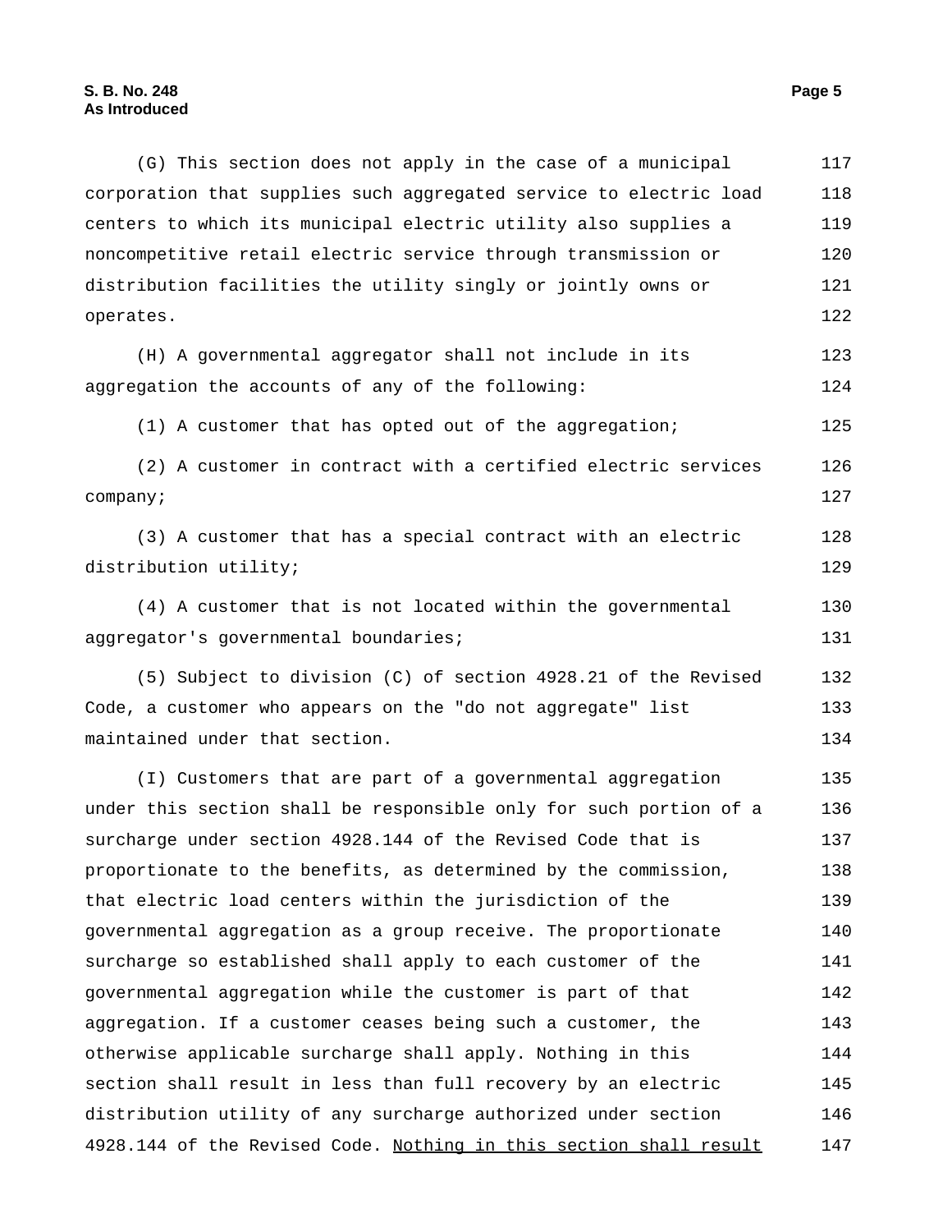(G) This section does not apply in the case of a municipal corporation that supplies such aggregated service to electric load centers to which its municipal electric utility also supplies a noncompetitive retail electric service through transmission or distribution facilities the utility singly or jointly owns or operates.

(H) A governmental aggregator shall not include in its aggregation the accounts of any of the following:

(1) A customer that has opted out of the aggregation;

(2) A customer in contract with a certified electric services company;

(3) A customer that has a special contract with an electric distribution utility;

(4) A customer that is not located within the governmental aggregator's governmental boundaries;

(5) Subject to division (C) of section 4928.21 of the Revised Code, a customer who appears on the "do not aggregate" list maintained under that section.

(I) Customers that are part of a governmental aggregation under this section shall be responsible only for such portion of a surcharge under section 4928.144 of the Revised Code that is proportionate to the benefits, as determined by the commission, that electric load centers within the jurisdiction of the governmental aggregation as a group receive. The proportionate surcharge so established shall apply to each customer of the governmental aggregation while the customer is part of that aggregation. If a customer ceases being such a customer, the otherwise applicable surcharge shall apply. Nothing in this section shall result in less than full recovery by an electric distribution utility of any surcharge authorized under section 4928.144 of the Revised Code. <u>Nothing in this section shall result</u>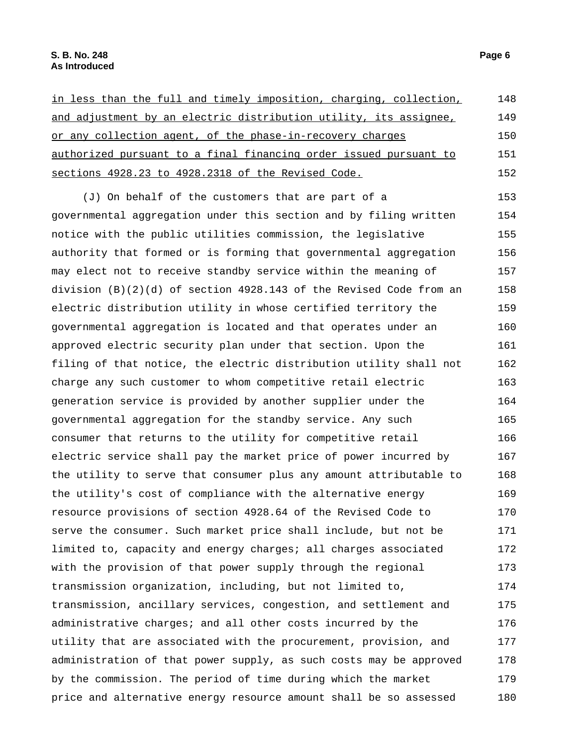in less than the full and timely imposition, charging, collection, and adjustment by an electric distribution utility, its assignee, or any collection agent, of the phase-in-recovery charges authorized pursuant to a final financing order issued pursuant to sections 4928.23 to 4928.2318 of the Revised Code.

(J) On behalf of the customers that are part of a governmental aggregation under this section and by filing written notice with the public utilities commission, the legislative authority that formed or is forming that governmental aggregation may elect not to receive standby service within the meaning of division (B)(2)(d) of section 4928.143 of the Revised Code from an electric distribution utility in whose certified territory the governmental aggregation is located and that operates under an approved electric security plan under that section. Upon the filing of that notice, the electric distribution utility shall not charge any such customer to whom competitive retail electric generation service is provided by another supplier under the governmental aggregation for the standby service. Any such consumer that returns to the utility for competitive retail electric service shall pay the market price of power incurred by the utility to serve that consumer plus any amount attributable to the utility's cost of compliance with the alternative energy resource provisions of section 4928.64 of the Revised Code to serve the consumer. Such market price shall include, but not be limited to, capacity and energy charges; all charges associated with the provision of that power supply through the regional transmission organization, including, but not limited to, transmission, ancillary services, congestion, and settlement and administrative charges; and all other costs incurred by the utility that are associated with the procurement, provision, and administration of that power supply, as such costs may be approved by the commission. The period of time during which the market price and alternative energy resource amount shall be so assessed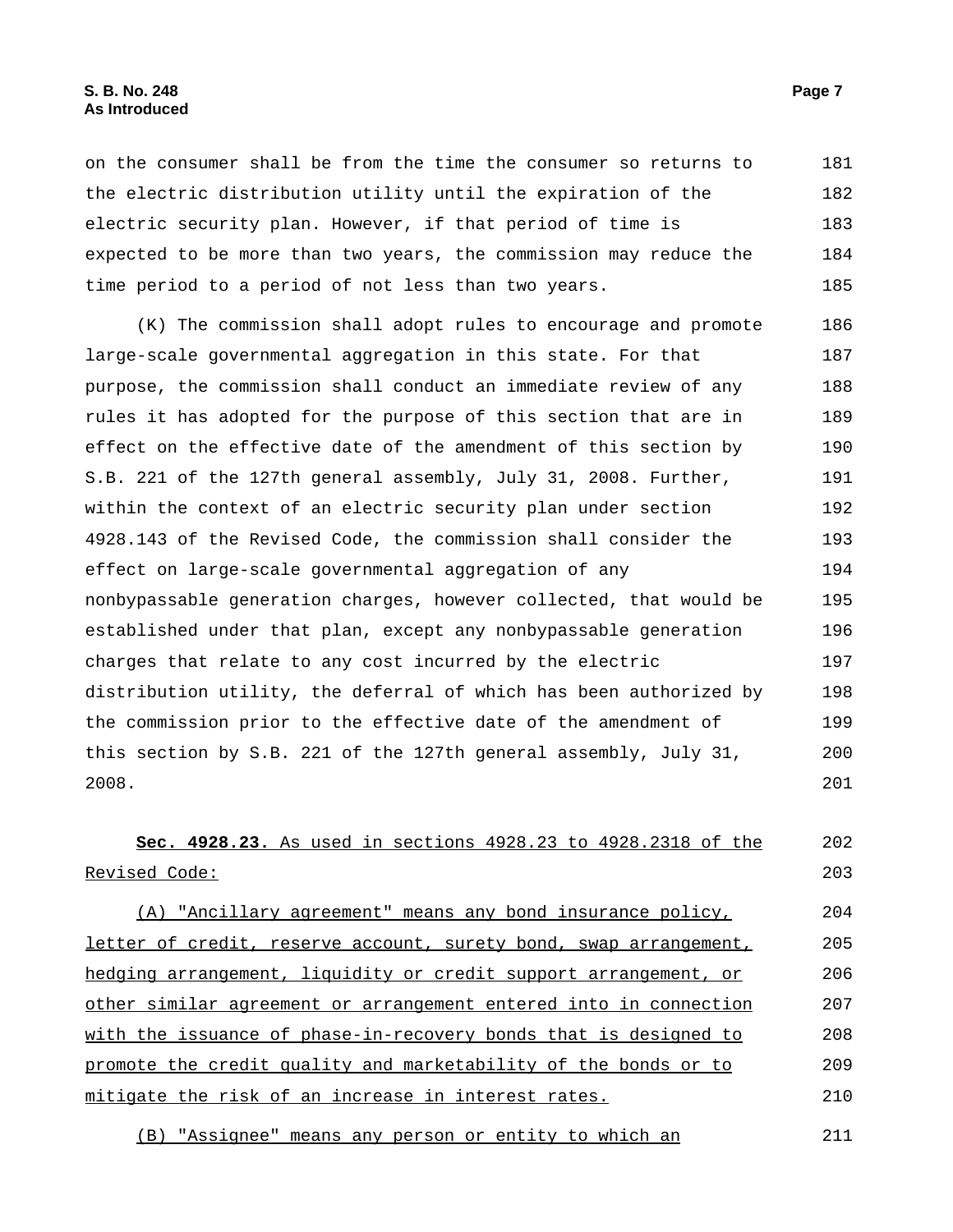on the consumer shall be from the time the consumer so returns to the electric distribution utility until the expiration of the electric security plan. However, if that period of time is expected to be more than two years, the commission may reduce the time period to a period of not less than two years.

(K) The commission shall adopt rules to encourage and promote large-scale governmental aggregation in this state. For that purpose, the commission shall conduct an immediate review of any rules it has adopted for the purpose of this section that are in effect on the effective date of the amendment of this section by S.B. 221 of the 127th general assembly, July 31, 2008. Further, within the context of an electric security plan under section 4928.143 of the Revised Code, the commission shall consider the effect on large-scale governmental aggregation of any nonbypassable generation charges, however collected, that would be established under that plan, except any nonbypassable generation charges that relate to any cost incurred by the electric distribution utility, the deferral of which has been authorized by the commission prior to the effective date of the amendment of this section by S.B. 221 of the 127th general assembly, July 31, 2008.

**Sec. 4928.23.** As used in sections 4928.23 to 4928.2318 of the Revised Code:

(A) "Ancillary agreement" means any bond insurance policy, letter of credit, reserve account, surety bond, swap arrangement, hedging arrangement, liquidity or credit support arrangement, or other similar agreement or arrangement entered into in connection with the issuance of phase-in-recovery bonds that is designed to promote the credit quality and marketability of the bonds or to mitigate the risk of an increase in interest rates.

(B) "Assignee" means any person or entity to which an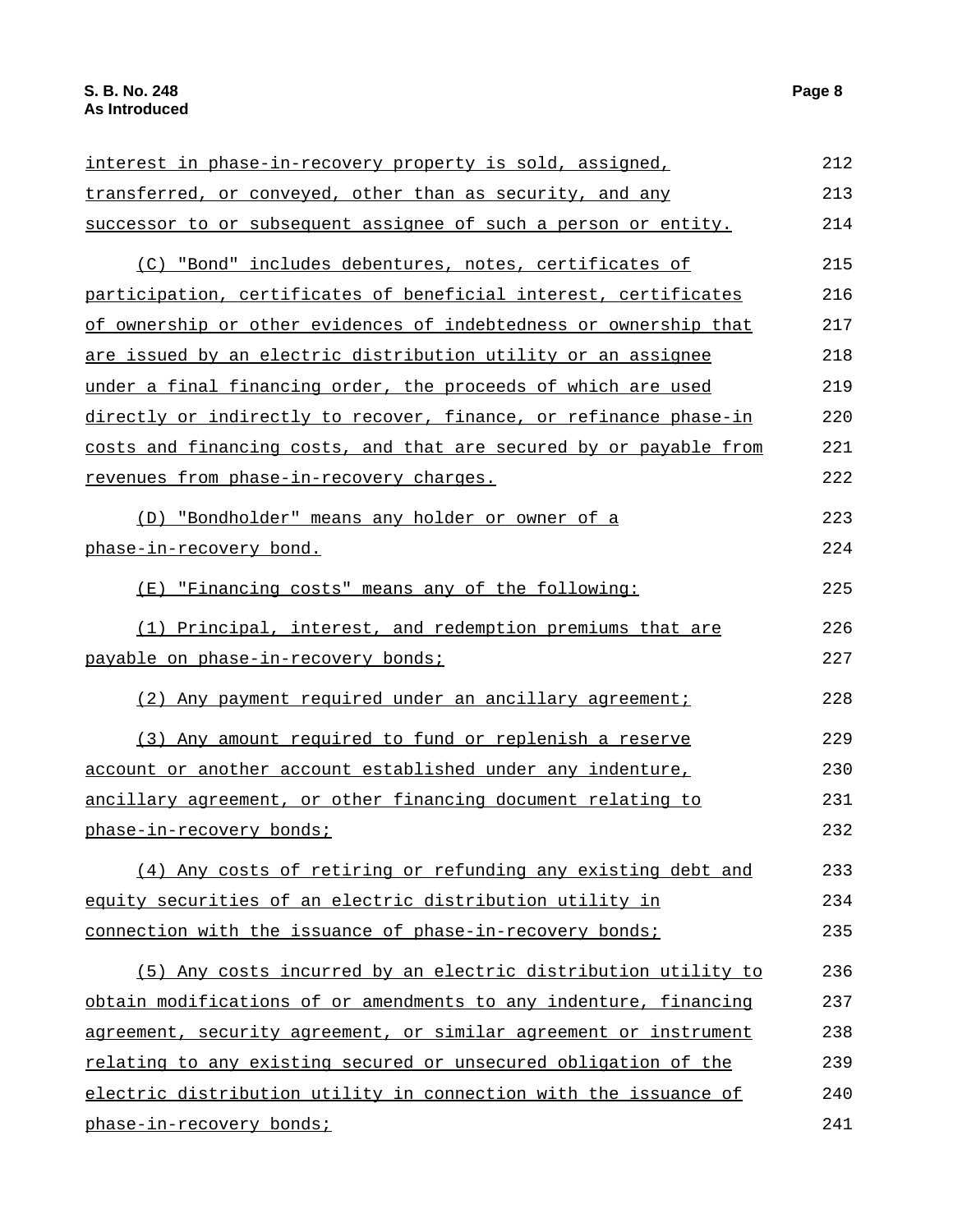interest in phase-in-recovery property is sold, assigned, transferred, or conveyed, other than as security, and any successor to or subsequent assignee of such a person or entity.

(C) "Bond" includes debentures, notes, certificates of participation, certificates of beneficial interest, certificates of ownership or other evidences of indebtedness or ownership that are issued by an electric distribution utility or an assignee under a final financing order, the proceeds of which are used directly or indirectly to recover, finance, or refinance phase-in costs and financing costs, and that are secured by or payable from revenues from phase-in-recovery charges.

(D) "Bondholder" means any holder or owner of a phase-in-recovery bond.

(E) "Financing costs" means any of the following:

(1) Principal, interest, and redemption premiums that are payable on phase-in-recovery bonds;

(2) Any payment required under an ancillary agreement;

(3) Any amount required to fund or replenish a reserve account or another account established under any indenture, ancillary agreement, or other financing document relating to phase-in-recovery bonds;

(4) Any costs of retiring or refunding any existing debt and equity securities of an electric distribution utility in connection with the issuance of phase-in-recovery bonds;

(5) Any costs incurred by an electric distribution utility to obtain modifications of or amendments to any indenture, financing agreement, security agreement, or similar agreement or instrument relating to any existing secured or unsecured obligation of the electric distribution utility in connection with the issuance of phase-in-recovery bonds;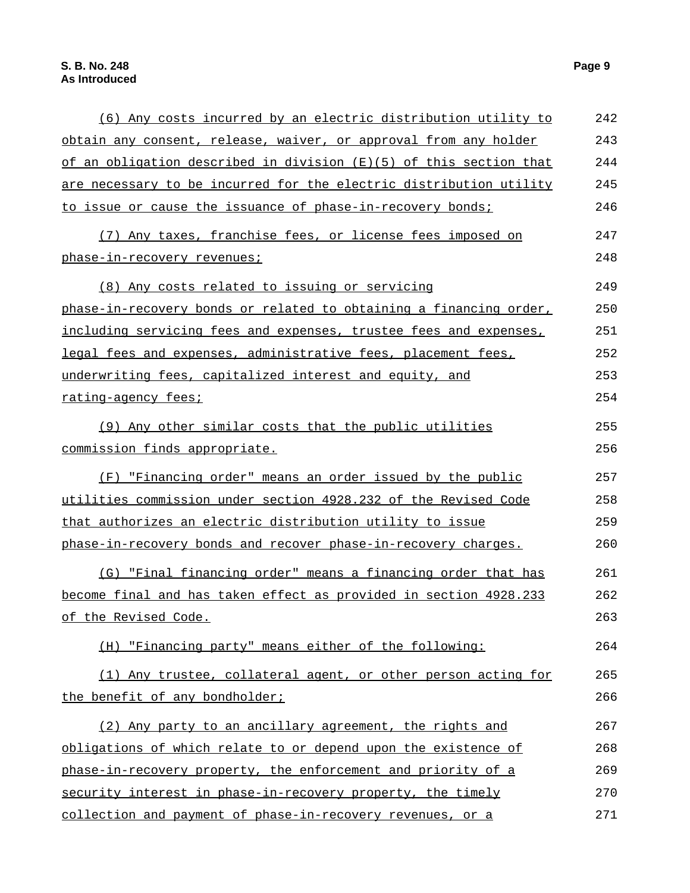(6) Any costs incurred by an electric distribution utility to obtain any consent, release, waiver, or approval from any holder of an obligation described in division (E)(5) of this section that are necessary to be incurred for the electric distribution utility to issue or cause the issuance of phase-in-recovery bonds;

(7) Any taxes, franchise fees, or license fees imposed on phase-in-recovery revenues;

(8) Any costs related to issuing or servicing phase-in-recovery bonds or related to obtaining a financing order, including servicing fees and expenses, trustee fees and expenses, legal fees and expenses, administrative fees, placement fees, underwriting fees, capitalized interest and equity, and rating-agency fees;

(9) Any other similar costs that the public utilities commission finds appropriate.

(F) "Financing order" means an order issued by the public utilities commission under section 4928.232 of the Revised Code that authorizes an electric distribution utility to issue phase-in-recovery bonds and recover phase-in-recovery charges.

(G) "Final financing order" means a financing order that has become final and has taken effect as provided in section 4928.233 of the Revised Code.

(H) "Financing party" means either of the following:

(1) Any trustee, collateral agent, or other person acting for the benefit of any bondholder;

(2) Any party to an ancillary agreement, the rights and obligations of which relate to or depend upon the existence of phase-in-recovery property, the enforcement and priority of a security interest in phase-in-recovery property, the timely collection and payment of phase-in-recovery revenues, or a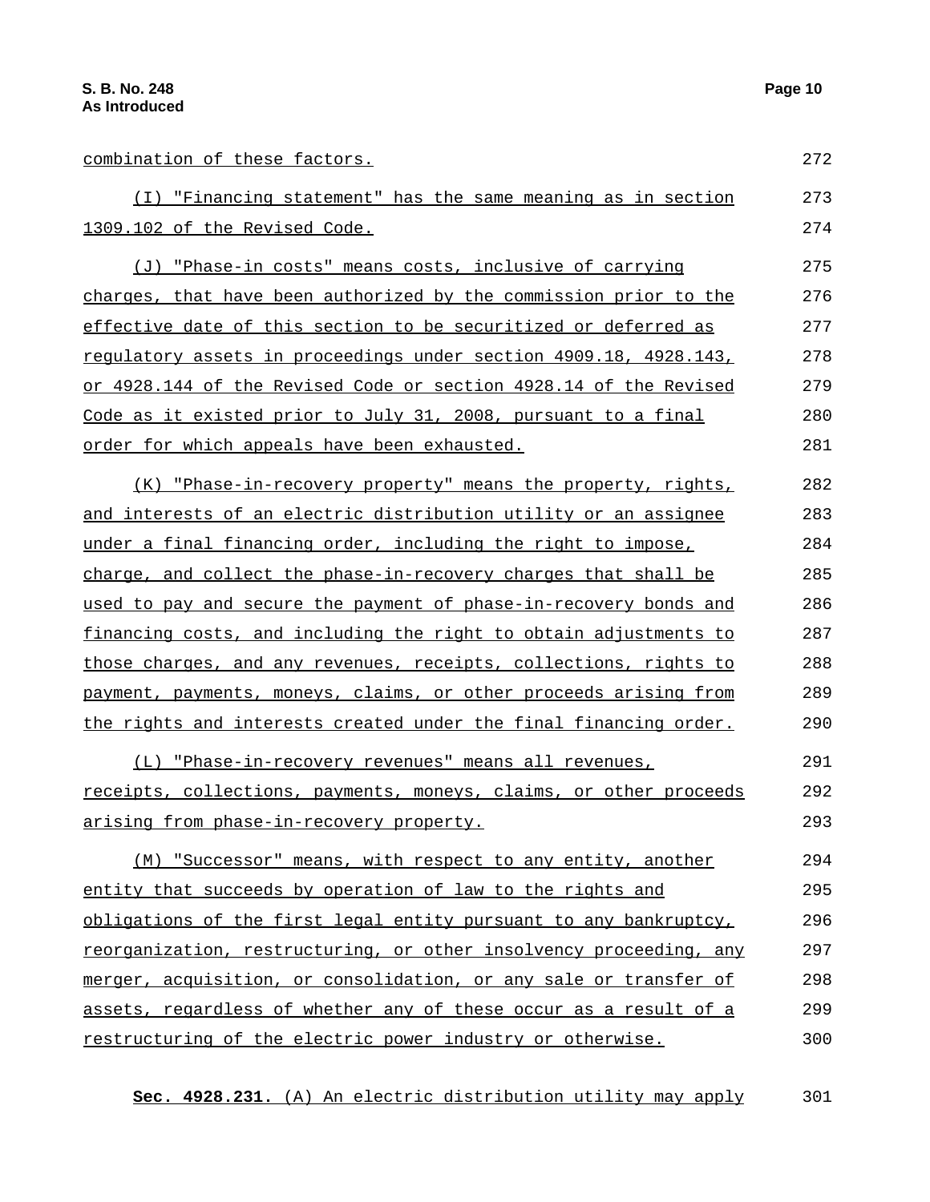combination of these factors.

(I) "Financing statement" has the same meaning as in section 1309.102 of the Revised Code.

(J) "Phase-in costs" means costs, inclusive of carrying charges, that have been authorized by the commission prior to the effective date of this section to be securitized or deferred as regulatory assets in proceedings under section 4909.18, 4928.143, or 4928.144 of the Revised Code or section 4928.14 of the Revised Code as it existed prior to July 31, 2008, pursuant to a final order for which appeals have been exhausted.

(K) "Phase-in-recovery property" means the property, rights, and interests of an electric distribution utility or an assignee under a final financing order, including the right to impose, charge, and collect the phase-in-recovery charges that shall be used to pay and secure the payment of phase-in-recovery bonds and financing costs, and including the right to obtain adjustments to those charges, and any revenues, receipts, collections, rights to payment, payments, moneys, claims, or other proceeds arising from the rights and interests created under the final financing order.

(L) "Phase-in-recovery revenues" means all revenues, receipts, collections, payments, moneys, claims, or other proceeds arising from phase-in-recovery property.

(M) "Successor" means, with respect to any entity, another entity that succeeds by operation of law to the rights and obligations of the first legal entity pursuant to any bankruptcy, reorganization, restructuring, or other insolvency proceeding, any merger, acquisition, or consolidation, or any sale or transfer of assets, regardless of whether any of these occur as a result of a restructuring of the electric power industry or otherwise.

**Sec. 4928.231.** (A) An electric distribution utility may apply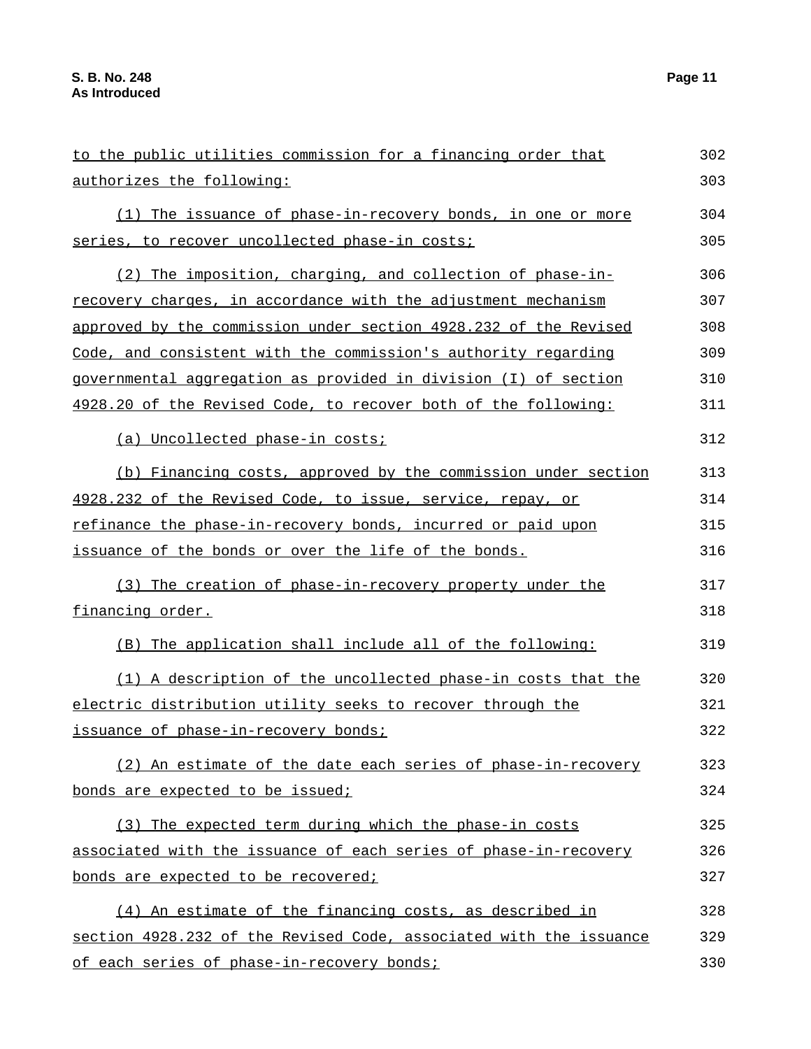to the public utilities commission for a financing order that authorizes the following:

(1) The issuance of phase-in-recovery bonds, in one or more series, to recover uncollected phase-in costs;

(2) The imposition, charging, and collection of phase-in-recovery charges, in accordance with the adjustment mechanism approved by the commission under section 4928.232 of the Revised Code, and consistent with the commission's authority regarding governmental aggregation as provided in division (I) of section 4928.20 of the Revised Code, to recover both of the following:

(a) Uncollected phase-in costs;

(b) Financing costs, approved by the commission under section 4928.232 of the Revised Code, to issue, service, repay, or refinance the phase-in-recovery bonds, incurred or paid upon issuance of the bonds or over the life of the bonds.

(3) The creation of phase-in-recovery property under the financing order.

(B) The application shall include all of the following:

(1) A description of the uncollected phase-in costs that the electric distribution utility seeks to recover through the issuance of phase-in-recovery bonds;

(2) An estimate of the date each series of phase-in-recovery bonds are expected to be issued;

(3) The expected term during which the phase-in costs associated with the issuance of each series of phase-in-recovery bonds are expected to be recovered;

(4) An estimate of the financing costs, as described in section 4928.232 of the Revised Code, associated with the issuance of each series of phase-in-recovery bonds;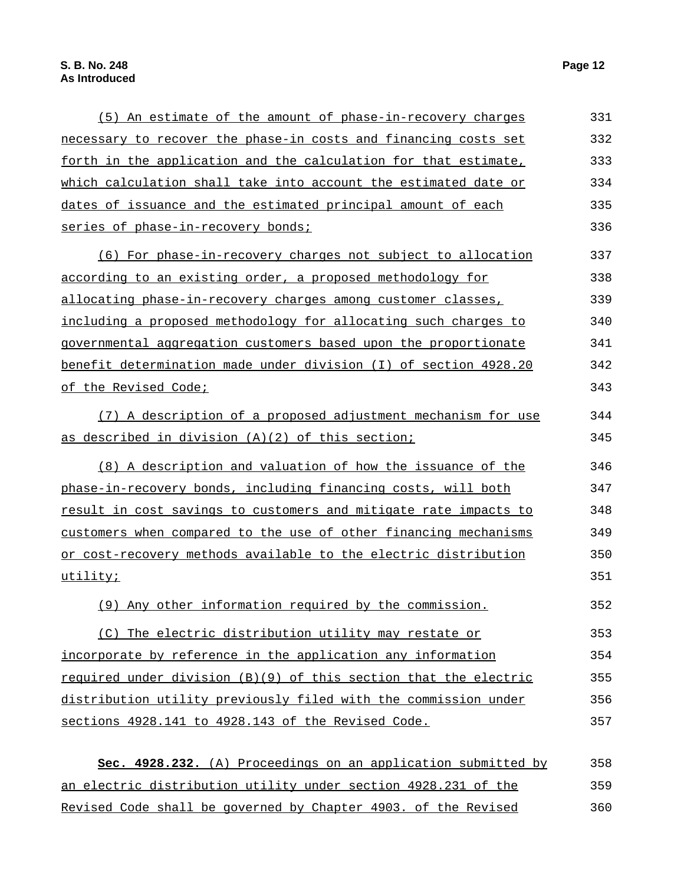(5) An estimate of the amount of phase-in-recovery charges necessary to recover the phase-in costs and financing costs set forth in the application and the calculation for that estimate, which calculation shall take into account the estimated date or dates of issuance and the estimated principal amount of each series of phase-in-recovery bonds;

(6) For phase-in-recovery charges not subject to allocation according to an existing order, a proposed methodology for allocating phase-in-recovery charges among customer classes, including a proposed methodology for allocating such charges to governmental aggregation customers based upon the proportionate benefit determination made under division (I) of section 4928.20 of the Revised Code;

(7) A description of a proposed adjustment mechanism for use as described in division (A)(2) of this section;

(8) A description and valuation of how the issuance of the phase-in-recovery bonds, including financing costs, will both result in cost savings to customers and mitigate rate impacts to customers when compared to the use of other financing mechanisms or cost-recovery methods available to the electric distribution utility;

(9) Any other information required by the commission.

(C) The electric distribution utility may restate or incorporate by reference in the application any information required under division (B)(9) of this section that the electric distribution utility previously filed with the commission under sections 4928.141 to 4928.143 of the Revised Code.

**Sec. 4928.232.** (A) Proceedings on an application submitted by an electric distribution utility under section 4928.231 of the Revised Code shall be governed by Chapter 4903. of the Revised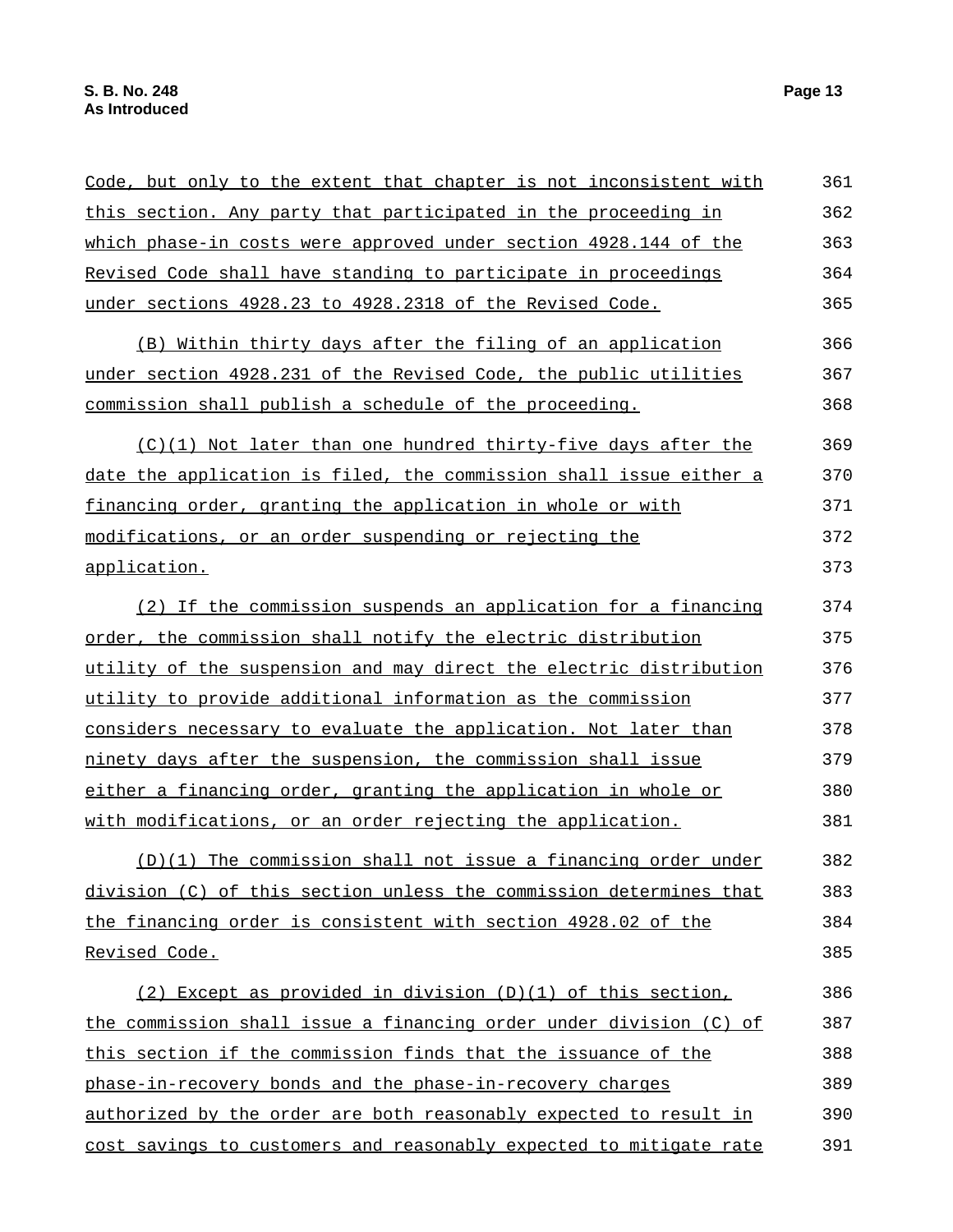Code, but only to the extent that chapter is not inconsistent with this section. Any party that participated in the proceeding in which phase-in costs were approved under section 4928.144 of the Revised Code shall have standing to participate in proceedings under sections 4928.23 to 4928.2318 of the Revised Code.

(B) Within thirty days after the filing of an application under section 4928.231 of the Revised Code, the public utilities commission shall publish a schedule of the proceeding.

(C)(1) Not later than one hundred thirty-five days after the date the application is filed, the commission shall issue either a financing order, granting the application in whole or with modifications, or an order suspending or rejecting the application.

(2) If the commission suspends an application for a financing order, the commission shall notify the electric distribution utility of the suspension and may direct the electric distribution utility to provide additional information as the commission considers necessary to evaluate the application. Not later than ninety days after the suspension, the commission shall issue either a financing order, granting the application in whole or with modifications, or an order rejecting the application.

(D)(1) The commission shall not issue a financing order under division (C) of this section unless the commission determines that the financing order is consistent with section 4928.02 of the Revised Code.

(2) Except as provided in division (D)(1) of this section, the commission shall issue a financing order under division (C) of this section if the commission finds that the issuance of the phase-in-recovery bonds and the phase-in-recovery charges authorized by the order are both reasonably expected to result in cost savings to customers and reasonably expected to mitigate rate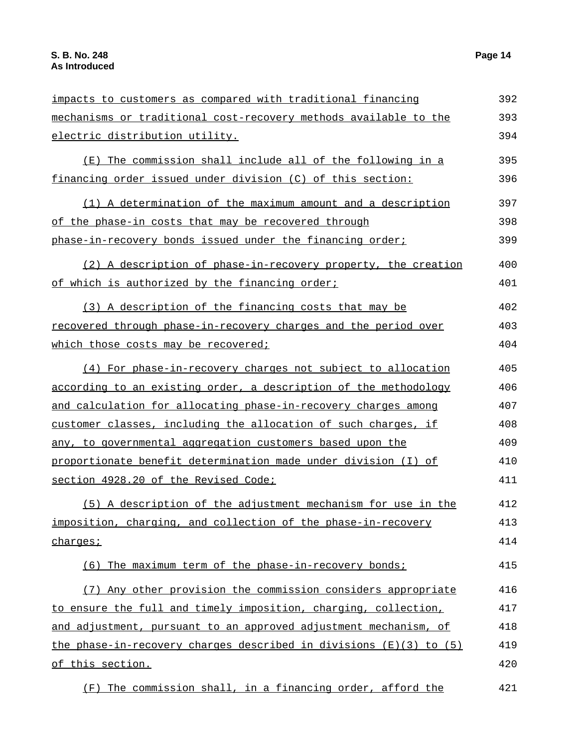impacts to customers as compared with traditional financing mechanisms or traditional cost-recovery methods available to the electric distribution utility.

(E) The commission shall include all of the following in a financing order issued under division (C) of this section:

(1) A determination of the maximum amount and a description of the phase-in costs that may be recovered through phase-in-recovery bonds issued under the financing order;

(2) A description of phase-in-recovery property, the creation of which is authorized by the financing order;

(3) A description of the financing costs that may be recovered through phase-in-recovery charges and the period over which those costs may be recovered;

(4) For phase-in-recovery charges not subject to allocation according to an existing order, a description of the methodology and calculation for allocating phase-in-recovery charges among customer classes, including the allocation of such charges, if any, to governmental aggregation customers based upon the proportionate benefit determination made under division (I) of section 4928.20 of the Revised Code;

(5) A description of the adjustment mechanism for use in the imposition, charging, and collection of the phase-in-recovery charges;

(6) The maximum term of the phase-in-recovery bonds;

(7) Any other provision the commission considers appropriate to ensure the full and timely imposition, charging, collection, and adjustment, pursuant to an approved adjustment mechanism, of the phase-in-recovery charges described in divisions (E)(3) to (5) of this section.

(F) The commission shall, in a financing order, afford the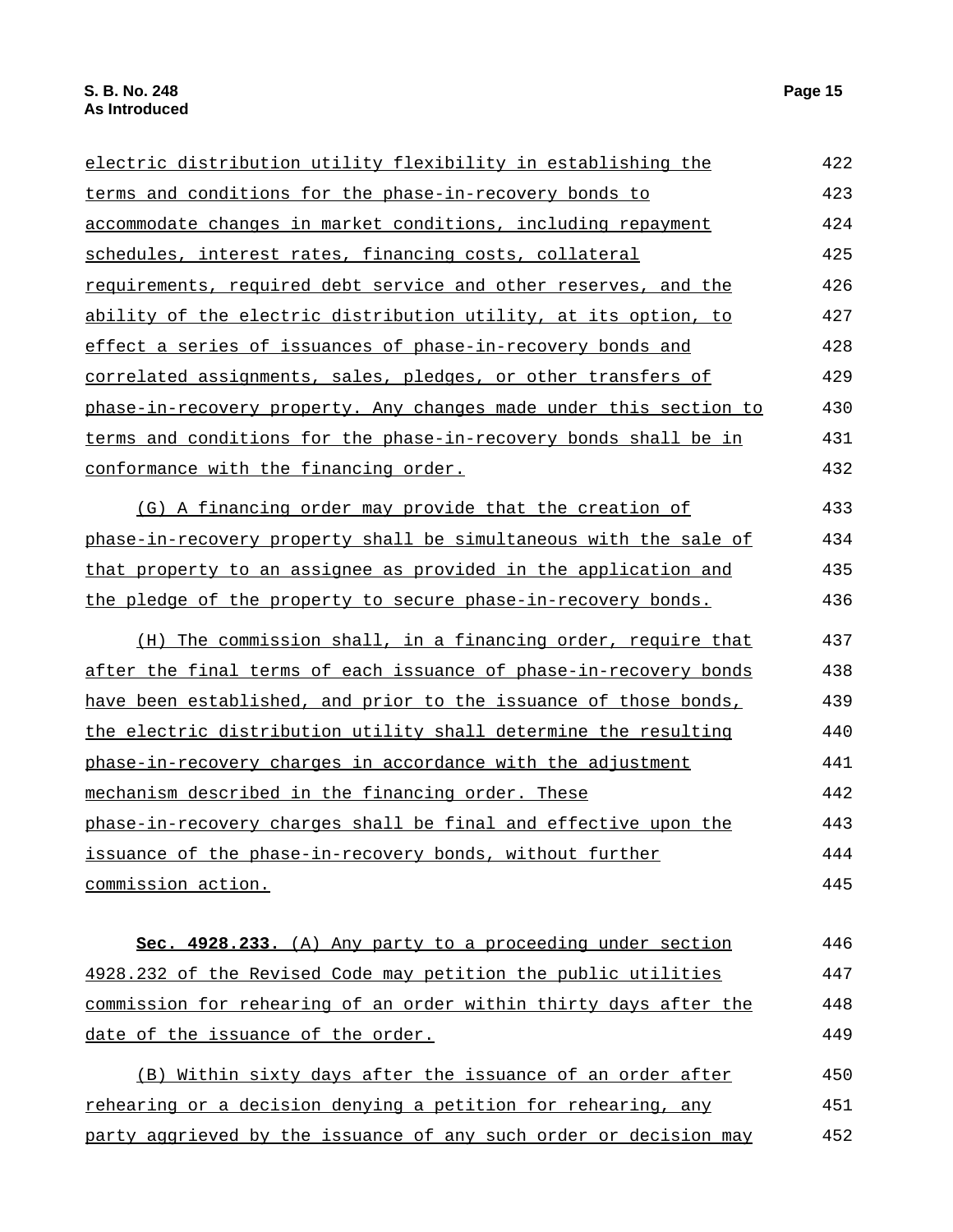electric distribution utility flexibility in establishing the terms and conditions for the phase-in-recovery bonds to accommodate changes in market conditions, including repayment schedules, interest rates, financing costs, collateral requirements, required debt service and other reserves, and the ability of the electric distribution utility, at its option, to effect a series of issuances of phase-in-recovery bonds and correlated assignments, sales, pledges, or other transfers of phase-in-recovery property. Any changes made under this section to terms and conditions for the phase-in-recovery bonds shall be in conformance with the financing order.

(G) A financing order may provide that the creation of phase-in-recovery property shall be simultaneous with the sale of that property to an assignee as provided in the application and the pledge of the property to secure phase-in-recovery bonds.

(H) The commission shall, in a financing order, require that after the final terms of each issuance of phase-in-recovery bonds have been established, and prior to the issuance of those bonds, the electric distribution utility shall determine the resulting phase-in-recovery charges in accordance with the adjustment mechanism described in the financing order. These phase-in-recovery charges shall be final and effective upon the issuance of the phase-in-recovery bonds, without further commission action.

**Sec. 4928.233.** (A) Any party to a proceeding under section 4928.232 of the Revised Code may petition the public utilities commission for rehearing of an order within thirty days after the date of the issuance of the order.

(B) Within sixty days after the issuance of an order after rehearing or a decision denying a petition for rehearing, any party aggrieved by the issuance of any such order or decision may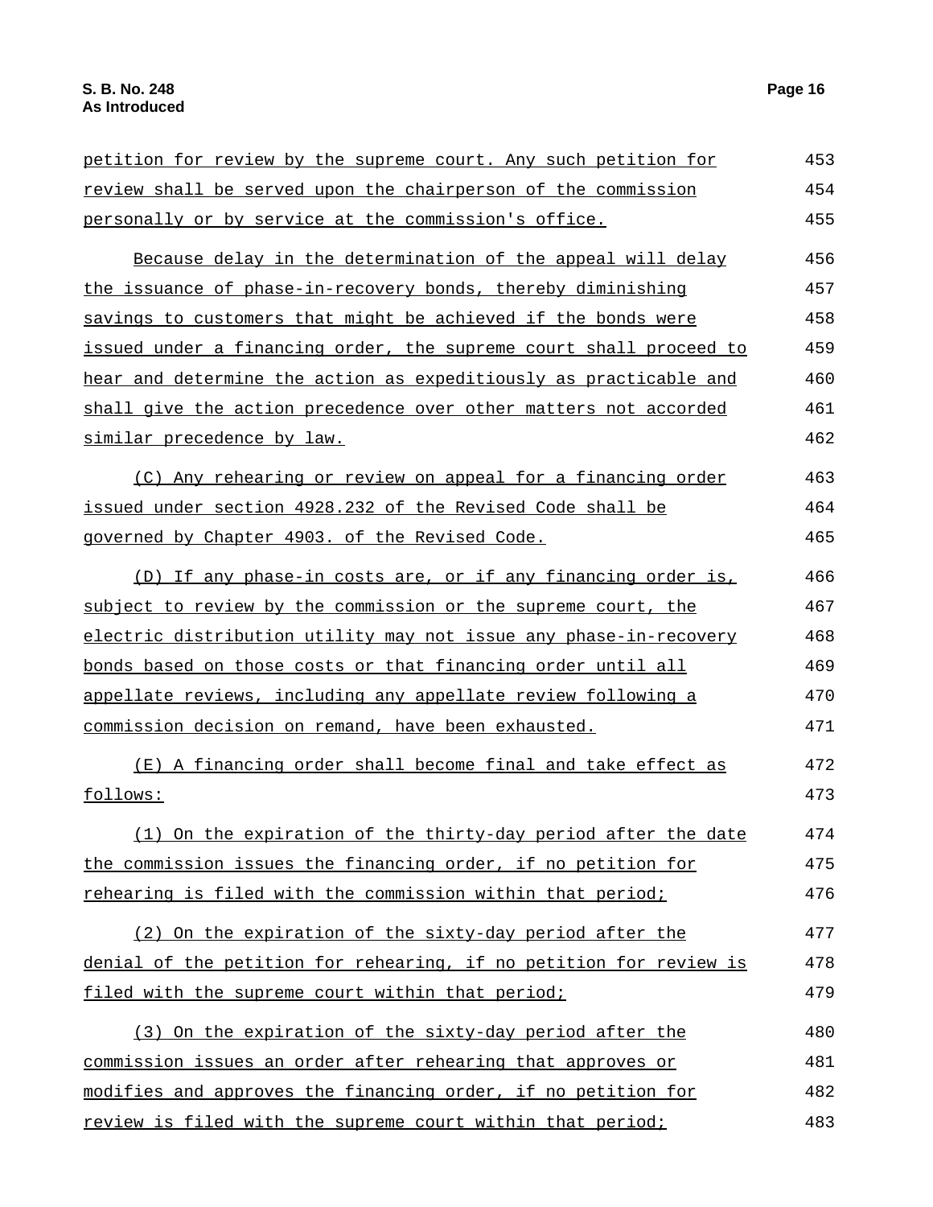petition for review by the supreme court. Any such petition for review shall be served upon the chairperson of the commission personally or by service at the commission's office.

Because delay in the determination of the appeal will delay the issuance of phase-in-recovery bonds, thereby diminishing savings to customers that might be achieved if the bonds were issued under a financing order, the supreme court shall proceed to hear and determine the action as expeditiously as practicable and shall give the action precedence over other matters not accorded similar precedence by law.

(C) Any rehearing or review on appeal for a financing order issued under section 4928.232 of the Revised Code shall be governed by Chapter 4903. of the Revised Code.

(D) If any phase-in costs are, or if any financing order is, subject to review by the commission or the supreme court, the electric distribution utility may not issue any phase-in-recovery bonds based on those costs or that financing order until all appellate reviews, including any appellate review following a commission decision on remand, have been exhausted.

(E) A financing order shall become final and take effect as follows:

(1) On the expiration of the thirty-day period after the date the commission issues the financing order, if no petition for rehearing is filed with the commission within that period;

(2) On the expiration of the sixty-day period after the denial of the petition for rehearing, if no petition for review is filed with the supreme court within that period;

(3) On the expiration of the sixty-day period after the commission issues an order after rehearing that approves or modifies and approves the financing order, if no petition for review is filed with the supreme court within that period;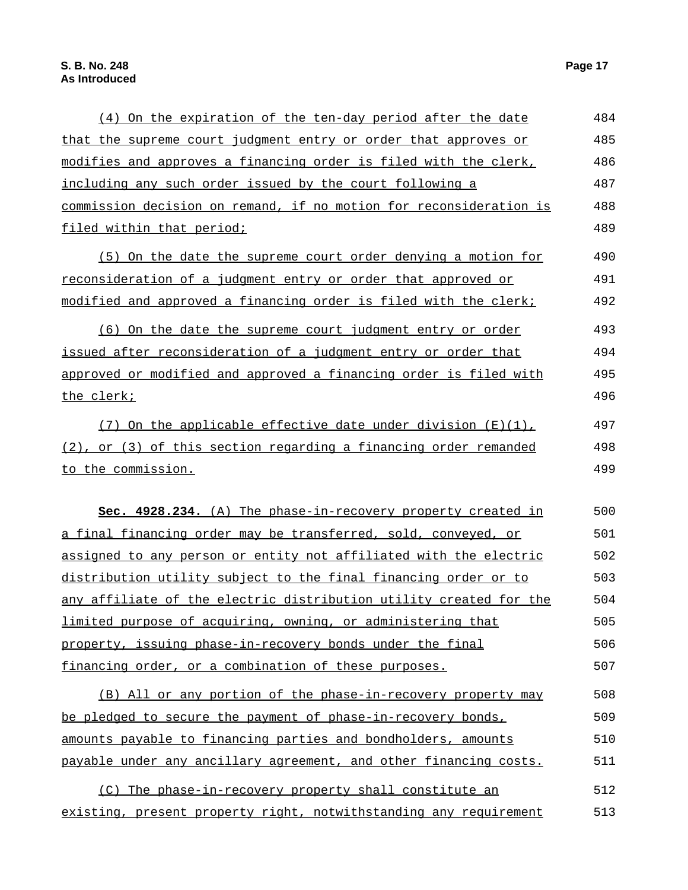(4) On the expiration of the ten-day period after the date that the supreme court judgment entry or order that approves or modifies and approves a financing order is filed with the clerk, including any such order issued by the court following a commission decision on remand, if no motion for reconsideration is filed within that period;

(5) On the date the supreme court order denying a motion for reconsideration of a judgment entry or order that approved or modified and approved a financing order is filed with the clerk;

(6) On the date the supreme court judgment entry or order issued after reconsideration of a judgment entry or order that approved or modified and approved a financing order is filed with the clerk;

(7) On the applicable effective date under division (E)(1), (2), or (3) of this section regarding a financing order remanded to the commission.

**Sec. 4928.234.** (A) The phase-in-recovery property created in a final financing order may be transferred, sold, conveyed, or assigned to any person or entity not affiliated with the electric distribution utility subject to the final financing order or to any affiliate of the electric distribution utility created for the limited purpose of acquiring, owning, or administering that property, issuing phase-in-recovery bonds under the final financing order, or a combination of these purposes.

(B) All or any portion of the phase-in-recovery property may be pledged to secure the payment of phase-in-recovery bonds, amounts payable to financing parties and bondholders, amounts payable under any ancillary agreement, and other financing costs.

(C) The phase-in-recovery property shall constitute an existing, present property right, notwithstanding any requirement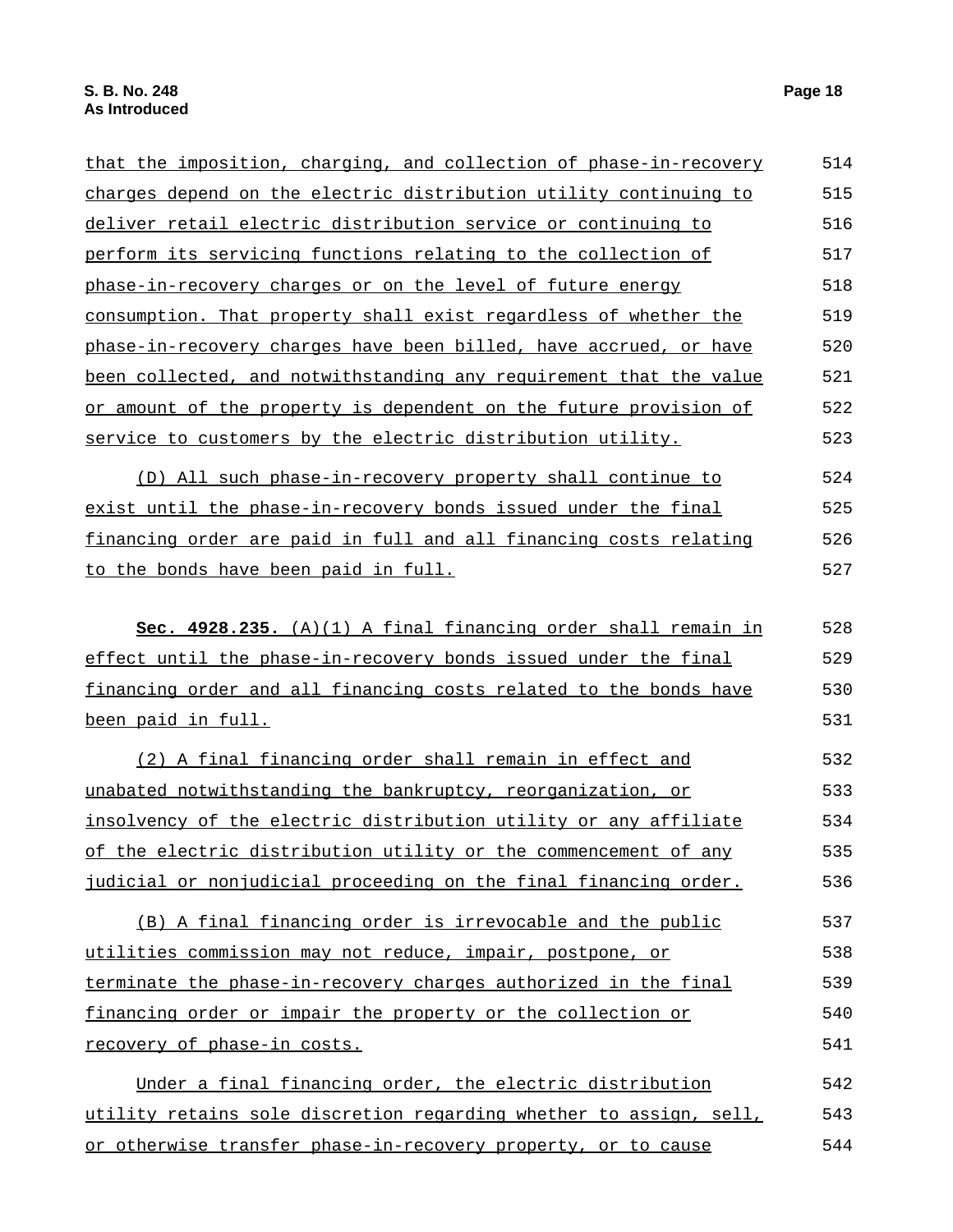that the imposition, charging, and collection of phase-in-recovery charges depend on the electric distribution utility continuing to deliver retail electric distribution service or continuing to perform its servicing functions relating to the collection of phase-in-recovery charges or on the level of future energy consumption. That property shall exist regardless of whether the phase-in-recovery charges have been billed, have accrued, or have been collected, and notwithstanding any requirement that the value or amount of the property is dependent on the future provision of service to customers by the electric distribution utility.

(D) All such phase-in-recovery property shall continue to exist until the phase-in-recovery bonds issued under the final financing order are paid in full and all financing costs relating to the bonds have been paid in full.

**Sec. 4928.235.** (A)(1) A final financing order shall remain in effect until the phase-in-recovery bonds issued under the final financing order and all financing costs related to the bonds have been paid in full.

(2) A final financing order shall remain in effect and unabated notwithstanding the bankruptcy, reorganization, or insolvency of the electric distribution utility or any affiliate of the electric distribution utility or the commencement of any judicial or nonjudicial proceeding on the final financing order.

(B) A final financing order is irrevocable and the public utilities commission may not reduce, impair, postpone, or terminate the phase-in-recovery charges authorized in the final financing order or impair the property or the collection or recovery of phase-in costs.

Under a final financing order, the electric distribution utility retains sole discretion regarding whether to assign, sell, or otherwise transfer phase-in-recovery property, or to cause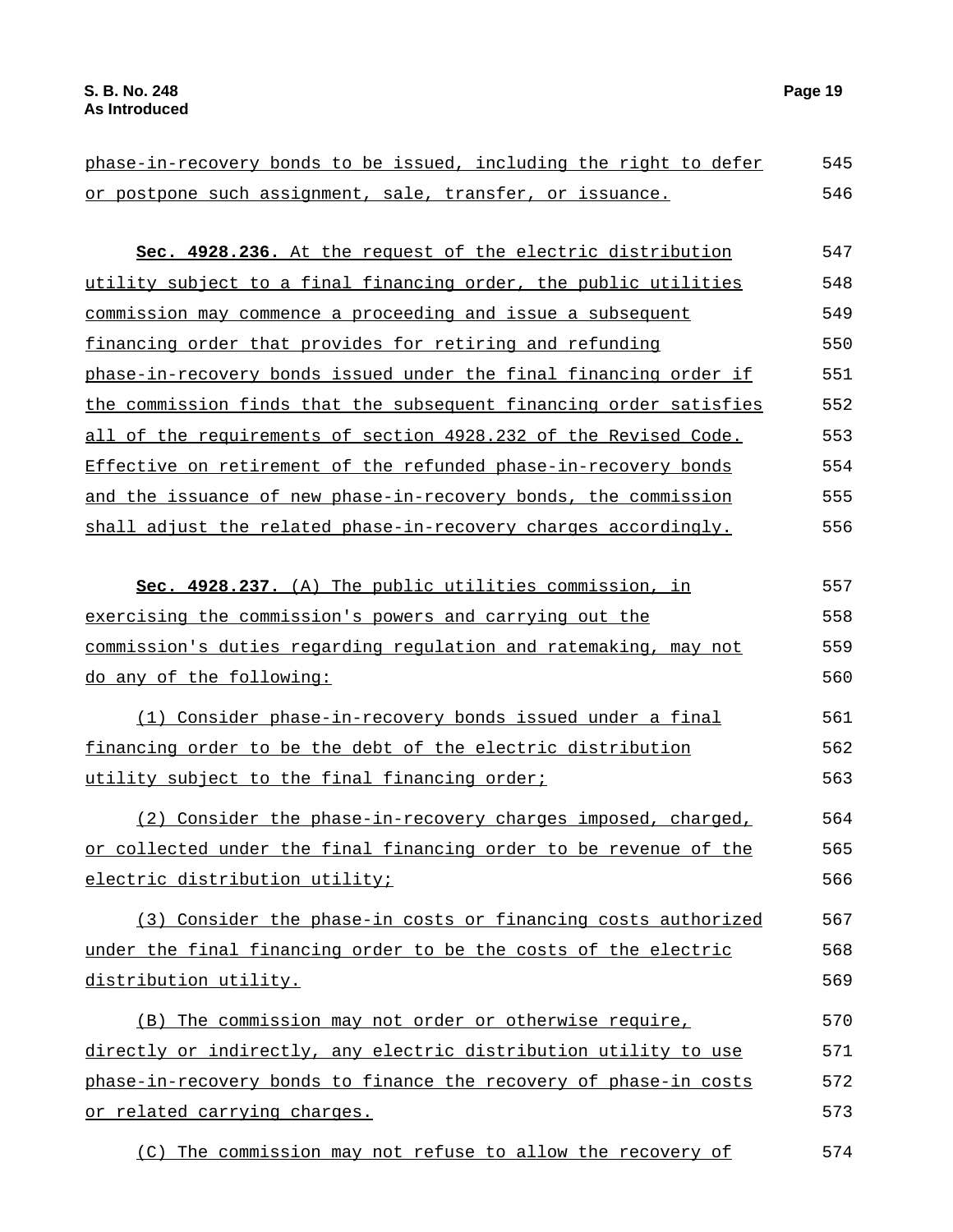phase-in-recovery bonds to be issued, including the right to defer or postpone such assignment, sale, transfer, or issuance.

**Sec. 4928.236.** At the request of the electric distribution utility subject to a final financing order, the public utilities commission may commence a proceeding and issue a subsequent financing order that provides for retiring and refunding phase-in-recovery bonds issued under the final financing order if the commission finds that the subsequent financing order satisfies all of the requirements of section 4928.232 of the Revised Code. Effective on retirement of the refunded phase-in-recovery bonds and the issuance of new phase-in-recovery bonds, the commission shall adjust the related phase-in-recovery charges accordingly.

**Sec. 4928.237.** (A) The public utilities commission, in exercising the commission's powers and carrying out the commission's duties regarding regulation and ratemaking, may not do any of the following:

(1) Consider phase-in-recovery bonds issued under a final financing order to be the debt of the electric distribution utility subject to the final financing order;

(2) Consider the phase-in-recovery charges imposed, charged, or collected under the final financing order to be revenue of the electric distribution utility;

(3) Consider the phase-in costs or financing costs authorized under the final financing order to be the costs of the electric distribution utility.

(B) The commission may not order or otherwise require, directly or indirectly, any electric distribution utility to use phase-in-recovery bonds to finance the recovery of phase-in costs or related carrying charges.

(C) The commission may not refuse to allow the recovery of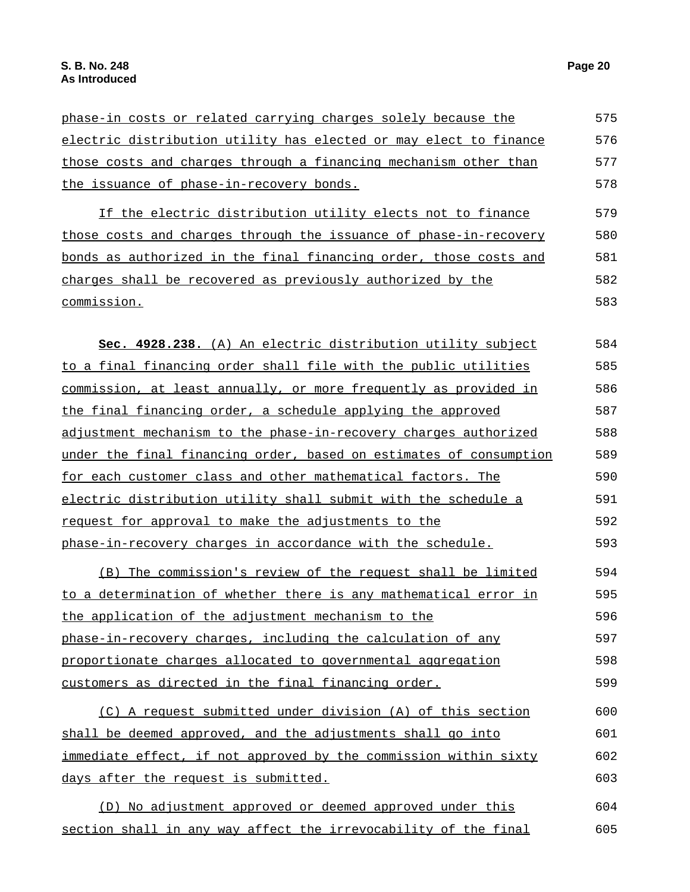phase-in costs or related carrying charges solely because the electric distribution utility has elected or may elect to finance those costs and charges through a financing mechanism other than the issuance of phase-in-recovery bonds.

If the electric distribution utility elects not to finance those costs and charges through the issuance of phase-in-recovery bonds as authorized in the final financing order, those costs and charges shall be recovered as previously authorized by the commission.

**Sec. 4928.238.** (A) An electric distribution utility subject to a final financing order shall file with the public utilities commission, at least annually, or more frequently as provided in the final financing order, a schedule applying the approved adjustment mechanism to the phase-in-recovery charges authorized under the final financing order, based on estimates of consumption for each customer class and other mathematical factors. The electric distribution utility shall submit with the schedule a request for approval to make the adjustments to the phase-in-recovery charges in accordance with the schedule.

(B) The commission's review of the request shall be limited to a determination of whether there is any mathematical error in the application of the adjustment mechanism to the phase-in-recovery charges, including the calculation of any proportionate charges allocated to governmental aggregation customers as directed in the final financing order.

(C) A request submitted under division (A) of this section shall be deemed approved, and the adjustments shall go into immediate effect, if not approved by the commission within sixty days after the request is submitted.

(D) No adjustment approved or deemed approved under this section shall in any way affect the irrevocability of the final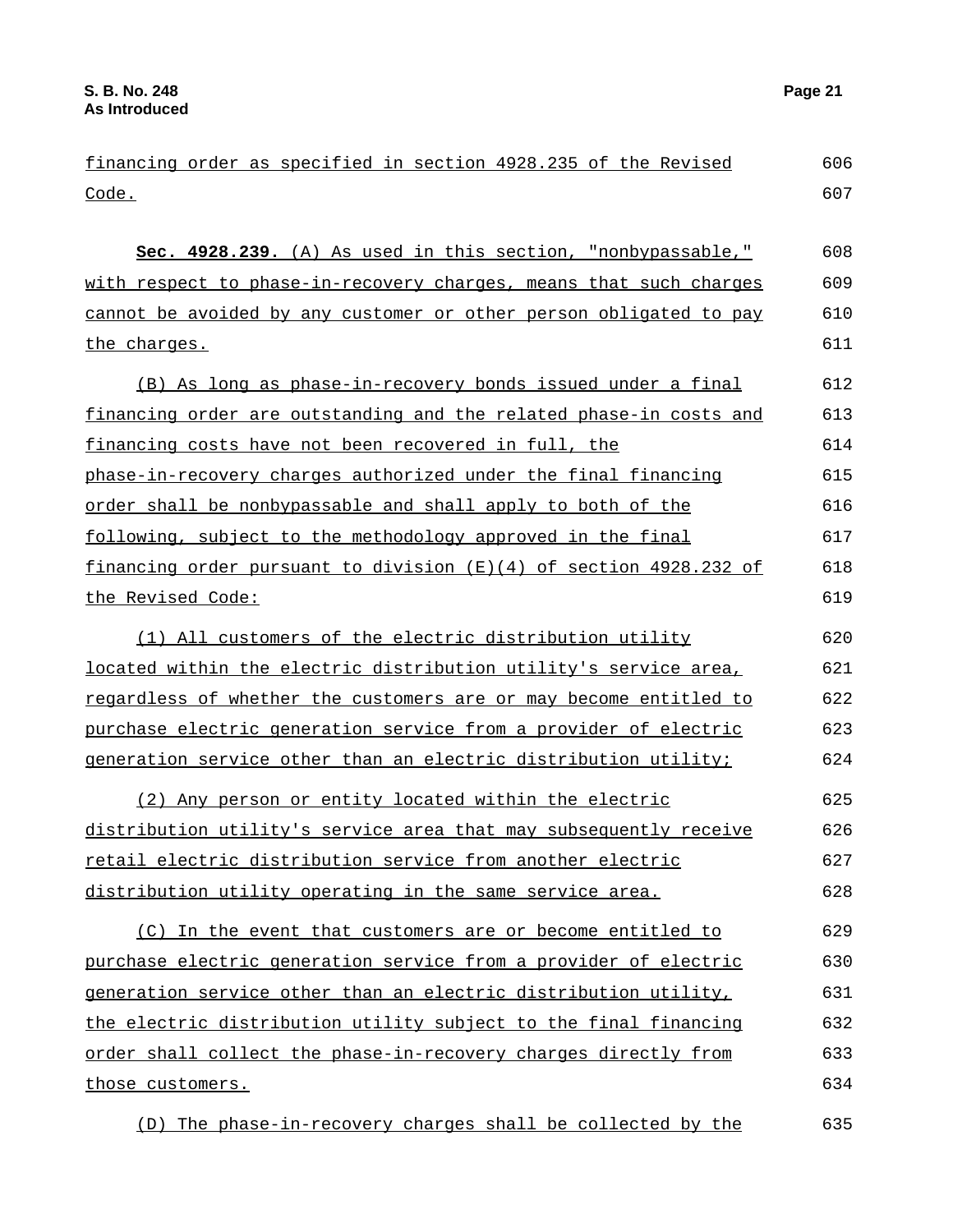financing order as specified in section 4928.235 of the Revised Code.

**Sec. 4928.239.** (A) As used in this section, "nonbypassable," with respect to phase-in-recovery charges, means that such charges cannot be avoided by any customer or other person obligated to pay the charges.

(B) As long as phase-in-recovery bonds issued under a final financing order are outstanding and the related phase-in costs and financing costs have not been recovered in full, the phase-in-recovery charges authorized under the final financing order shall be nonbypassable and shall apply to both of the following, subject to the methodology approved in the final financing order pursuant to division (E)(4) of section 4928.232 of the Revised Code:

(1) All customers of the electric distribution utility located within the electric distribution utility's service area, regardless of whether the customers are or may become entitled to purchase electric generation service from a provider of electric generation service other than an electric distribution utility;

(2) Any person or entity located within the electric distribution utility's service area that may subsequently receive retail electric distribution service from another electric distribution utility operating in the same service area.

(C) In the event that customers are or become entitled to purchase electric generation service from a provider of electric generation service other than an electric distribution utility, the electric distribution utility subject to the final financing order shall collect the phase-in-recovery charges directly from those customers.

(D) The phase-in-recovery charges shall be collected by the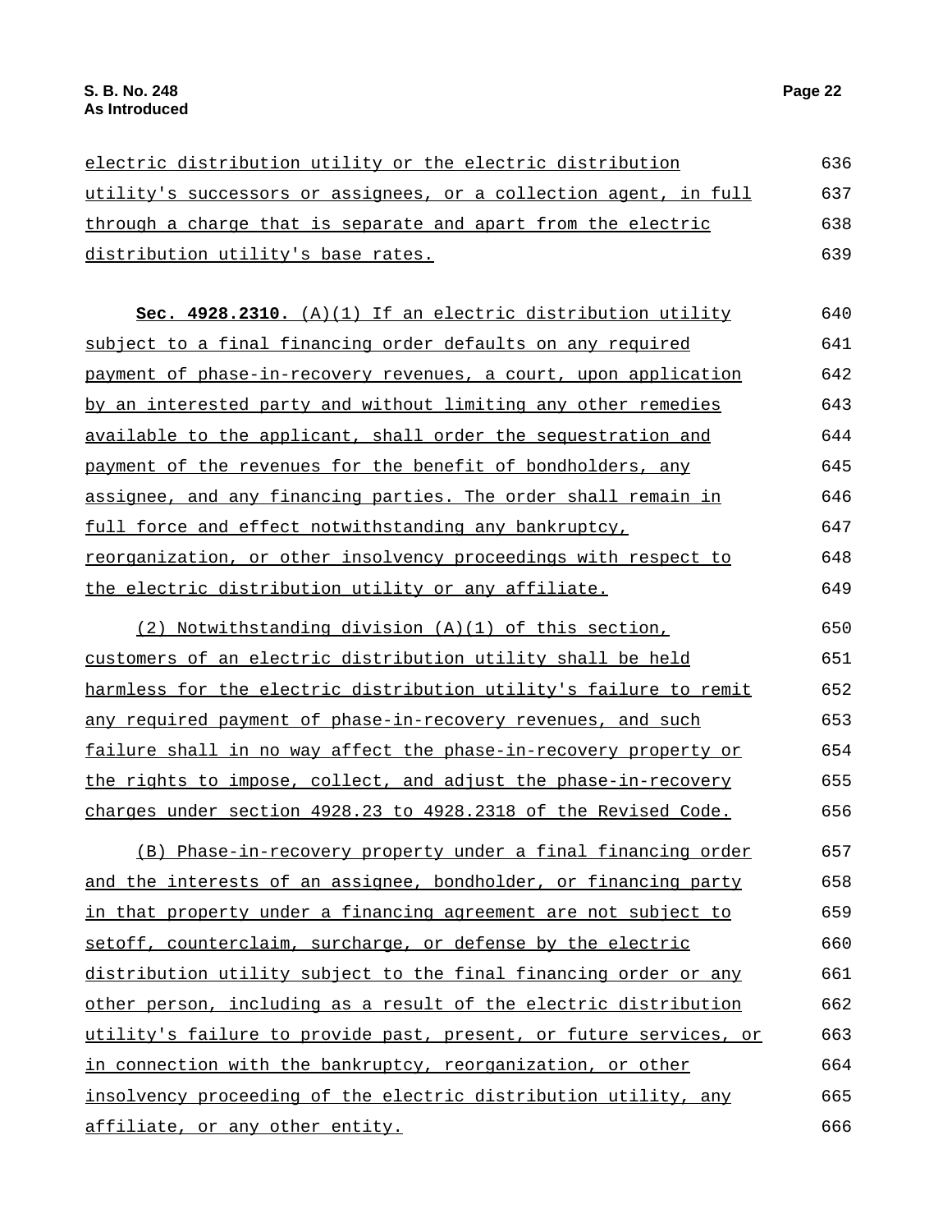electric distribution utility or the electric distribution utility's successors or assignees, or a collection agent, in full through a charge that is separate and apart from the electric distribution utility's base rates.

**Sec. 4928.2310.** (A)(1) If an electric distribution utility subject to a final financing order defaults on any required payment of phase-in-recovery revenues, a court, upon application by an interested party and without limiting any other remedies available to the applicant, shall order the sequestration and payment of the revenues for the benefit of bondholders, any assignee, and any financing parties. The order shall remain in full force and effect notwithstanding any bankruptcy, reorganization, or other insolvency proceedings with respect to the electric distribution utility or any affiliate.

(2) Notwithstanding division (A)(1) of this section, customers of an electric distribution utility shall be held harmless for the electric distribution utility's failure to remit any required payment of phase-in-recovery revenues, and such failure shall in no way affect the phase-in-recovery property or the rights to impose, collect, and adjust the phase-in-recovery charges under section 4928.23 to 4928.2318 of the Revised Code.

(B) Phase-in-recovery property under a final financing order and the interests of an assignee, bondholder, or financing party in that property under a financing agreement are not subject to setoff, counterclaim, surcharge, or defense by the electric distribution utility subject to the final financing order or any other person, including as a result of the electric distribution utility's failure to provide past, present, or future services, or in connection with the bankruptcy, reorganization, or other insolvency proceeding of the electric distribution utility, any affiliate, or any other entity.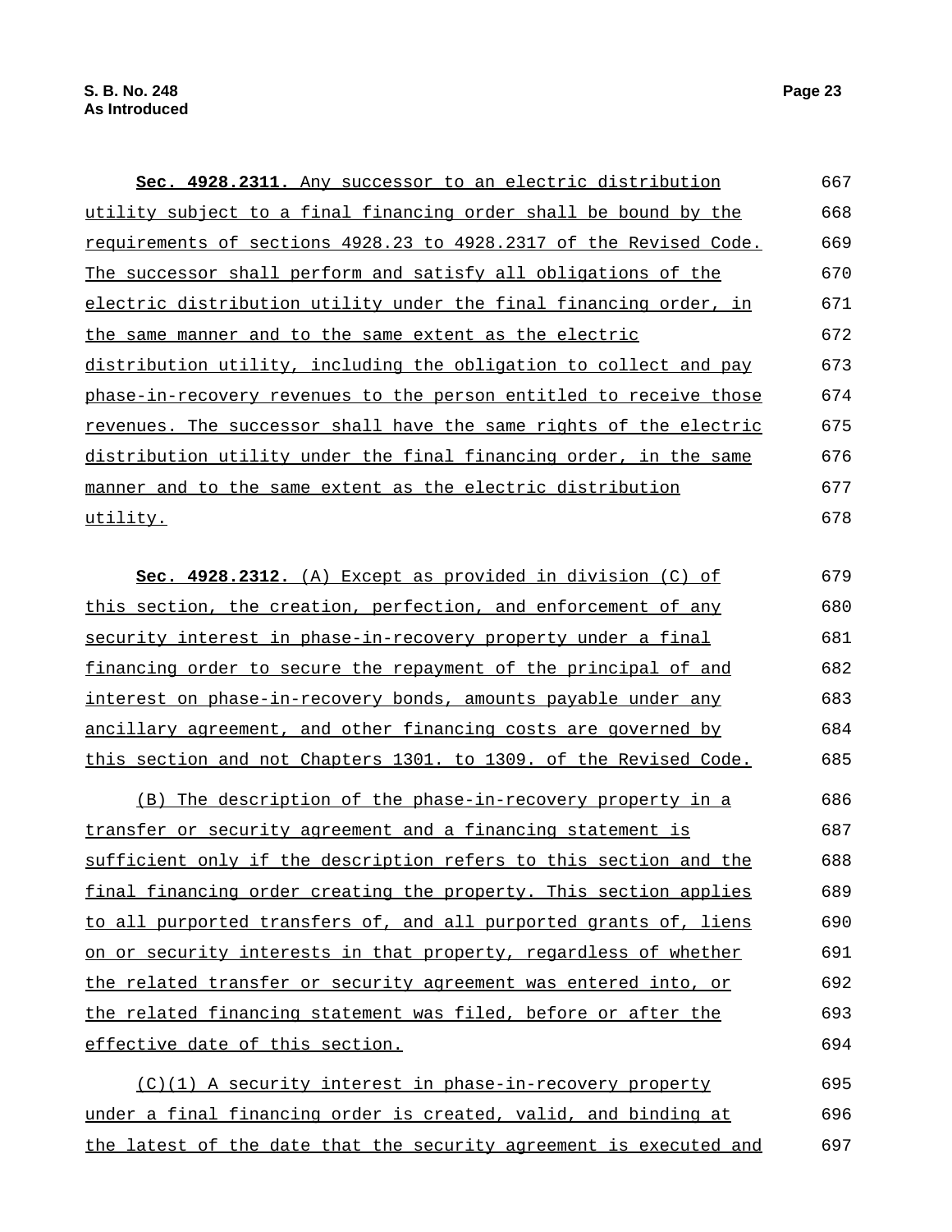**Sec. 4928.2311.** Any successor to an electric distribution utility subject to a final financing order shall be bound by the requirements of sections 4928.23 to 4928.2317 of the Revised Code. The successor shall perform and satisfy all obligations of the electric distribution utility under the final financing order, in the same manner and to the same extent as the electric distribution utility, including the obligation to collect and pay phase-in-recovery revenues to the person entitled to receive those revenues. The successor shall have the same rights of the electric distribution utility under the final financing order, in the same manner and to the same extent as the electric distribution utility.

**Sec. 4928.2312.** (A) Except as provided in division (C) of this section, the creation, perfection, and enforcement of any security interest in phase-in-recovery property under a final financing order to secure the repayment of the principal of and interest on phase-in-recovery bonds, amounts payable under any ancillary agreement, and other financing costs are governed by this section and not Chapters 1301. to 1309. of the Revised Code.

(B) The description of the phase-in-recovery property in a transfer or security agreement and a financing statement is sufficient only if the description refers to this section and the final financing order creating the property. This section applies to all purported transfers of, and all purported grants of, liens on or security interests in that property, regardless of whether the related transfer or security agreement was entered into, or the related financing statement was filed, before or after the effective date of this section.

(C)(1) A security interest in phase-in-recovery property under a final financing order is created, valid, and binding at the latest of the date that the security agreement is executed and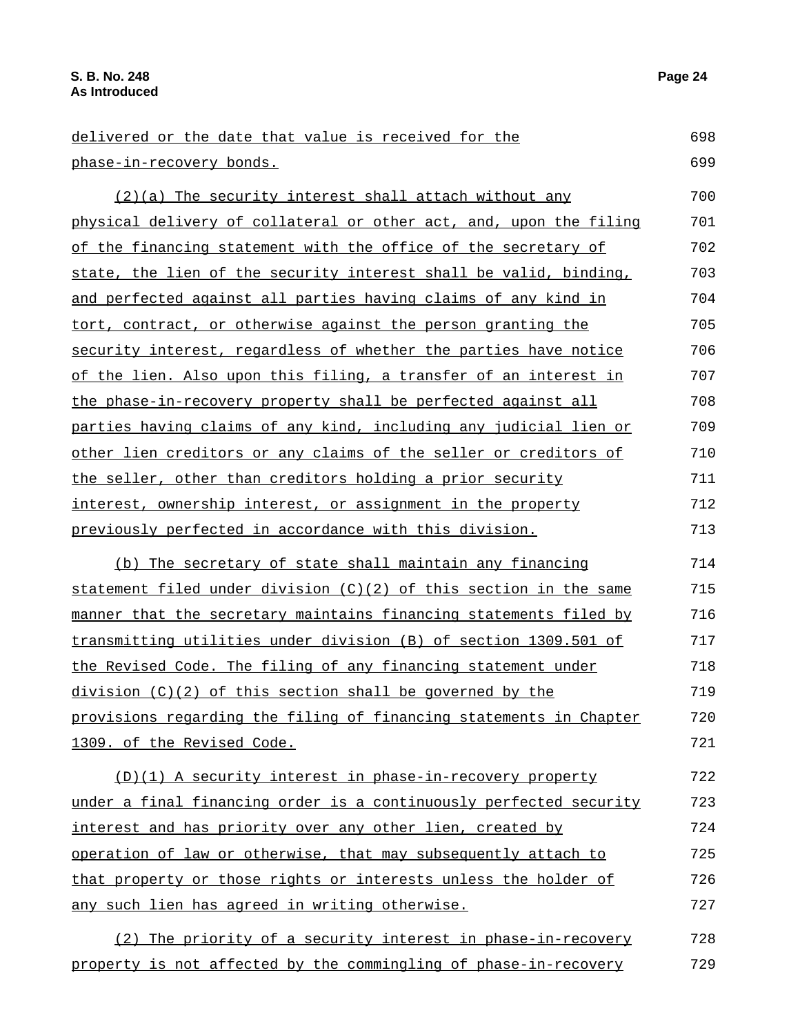delivered or the date that value is received for the phase-in-recovery bonds.

(2)(a) The security interest shall attach without any physical delivery of collateral or other act, and, upon the filing of the financing statement with the office of the secretary of state, the lien of the security interest shall be valid, binding, and perfected against all parties having claims of any kind in tort, contract, or otherwise against the person granting the security interest, regardless of whether the parties have notice of the lien. Also upon this filing, a transfer of an interest in the phase-in-recovery property shall be perfected against all parties having claims of any kind, including any judicial lien or other lien creditors or any claims of the seller or creditors of the seller, other than creditors holding a prior security interest, ownership interest, or assignment in the property previously perfected in accordance with this division.

(b) The secretary of state shall maintain any financing statement filed under division (C)(2) of this section in the same manner that the secretary maintains financing statements filed by transmitting utilities under division (B) of section 1309.501 of the Revised Code. The filing of any financing statement under division (C)(2) of this section shall be governed by the provisions regarding the filing of financing statements in Chapter 1309. of the Revised Code.

(D)(1) A security interest in phase-in-recovery property under a final financing order is a continuously perfected security interest and has priority over any other lien, created by operation of law or otherwise, that may subsequently attach to that property or those rights or interests unless the holder of any such lien has agreed in writing otherwise.

(2) The priority of a security interest in phase-in-recovery property is not affected by the commingling of phase-in-recovery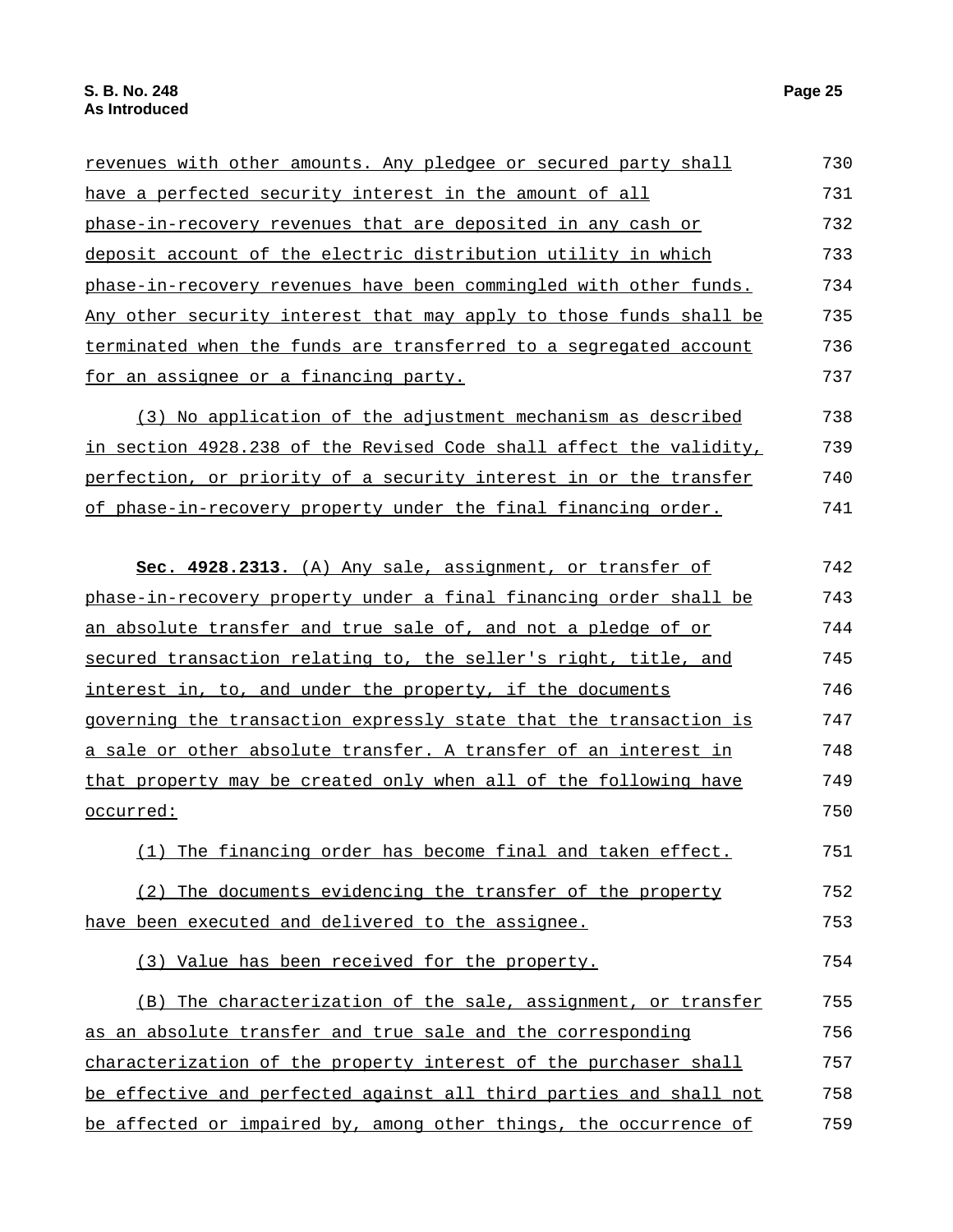revenues with other amounts. Any pledgee or secured party shall have a perfected security interest in the amount of all phase-in-recovery revenues that are deposited in any cash or deposit account of the electric distribution utility in which phase-in-recovery revenues have been commingled with other funds. Any other security interest that may apply to those funds shall be terminated when the funds are transferred to a segregated account for an assignee or a financing party.

(3) No application of the adjustment mechanism as described in section 4928.238 of the Revised Code shall affect the validity, perfection, or priority of a security interest in or the transfer of phase-in-recovery property under the final financing order.

**Sec. 4928.2313.** (A) Any sale, assignment, or transfer of phase-in-recovery property under a final financing order shall be an absolute transfer and true sale of, and not a pledge of or secured transaction relating to, the seller's right, title, and interest in, to, and under the property, if the documents governing the transaction expressly state that the transaction is a sale or other absolute transfer. A transfer of an interest in that property may be created only when all of the following have occurred:

(1) The financing order has become final and taken effect.

(2) The documents evidencing the transfer of the property have been executed and delivered to the assignee.

(3) Value has been received for the property.

(B) The characterization of the sale, assignment, or transfer as an absolute transfer and true sale and the corresponding characterization of the property interest of the purchaser shall be effective and perfected against all third parties and shall not be affected or impaired by, among other things, the occurrence of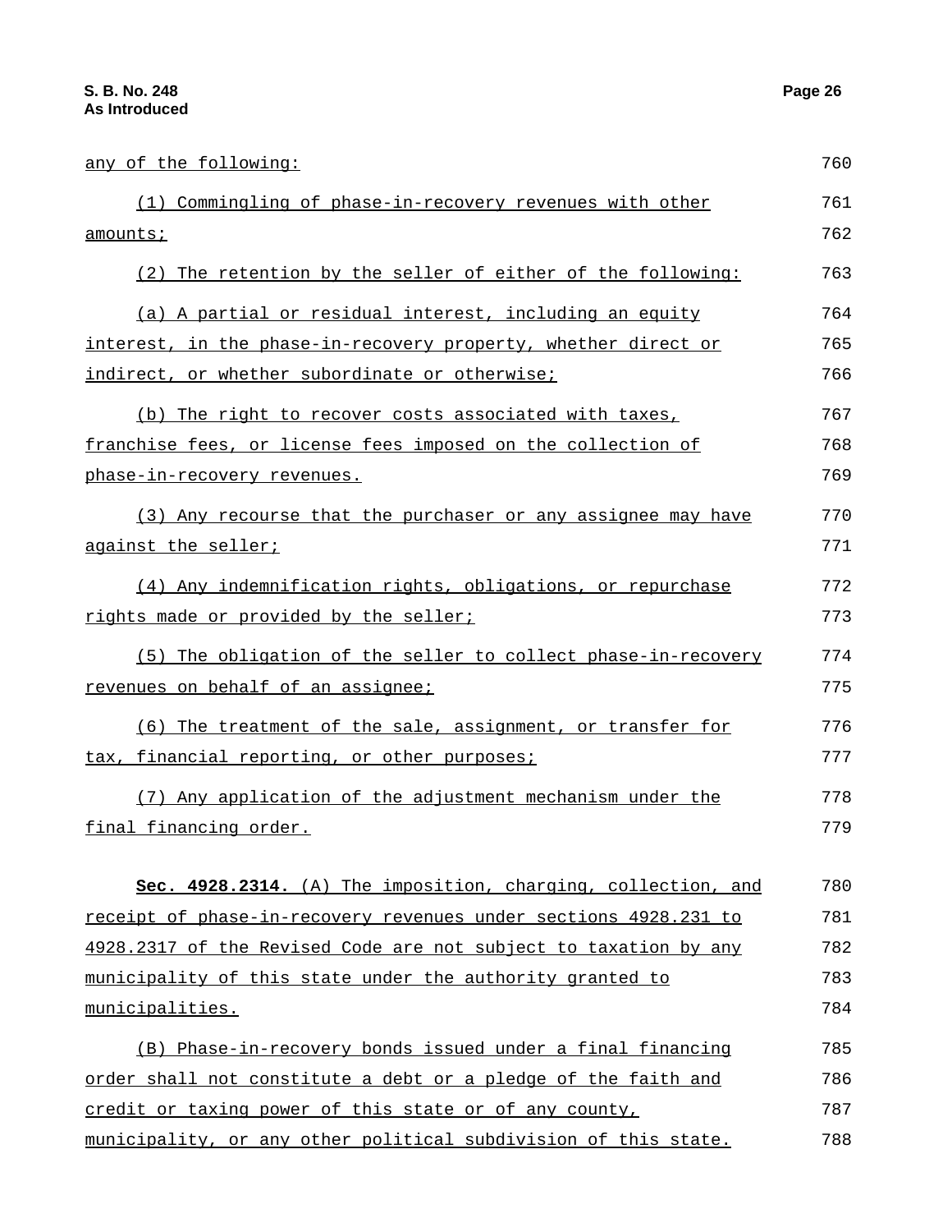any of the following:

(1) Commingling of phase-in-recovery revenues with other amounts;

(2) The retention by the seller of either of the following:

(a) A partial or residual interest, including an equity interest, in the phase-in-recovery property, whether direct or indirect, or whether subordinate or otherwise;

(b) The right to recover costs associated with taxes, franchise fees, or license fees imposed on the collection of phase-in-recovery revenues.

(3) Any recourse that the purchaser or any assignee may have against the seller;

(4) Any indemnification rights, obligations, or repurchase rights made or provided by the seller;

(5) The obligation of the seller to collect phase-in-recovery revenues on behalf of an assignee;

(6) The treatment of the sale, assignment, or transfer for tax, financial reporting, or other purposes;

(7) Any application of the adjustment mechanism under the final financing order.

**Sec. 4928.2314.** (A) The imposition, charging, collection, and receipt of phase-in-recovery revenues under sections 4928.231 to 4928.2317 of the Revised Code are not subject to taxation by any municipality of this state under the authority granted to municipalities.

(B) Phase-in-recovery bonds issued under a final financing order shall not constitute a debt or a pledge of the faith and credit or taxing power of this state or of any county, municipality, or any other political subdivision of this state.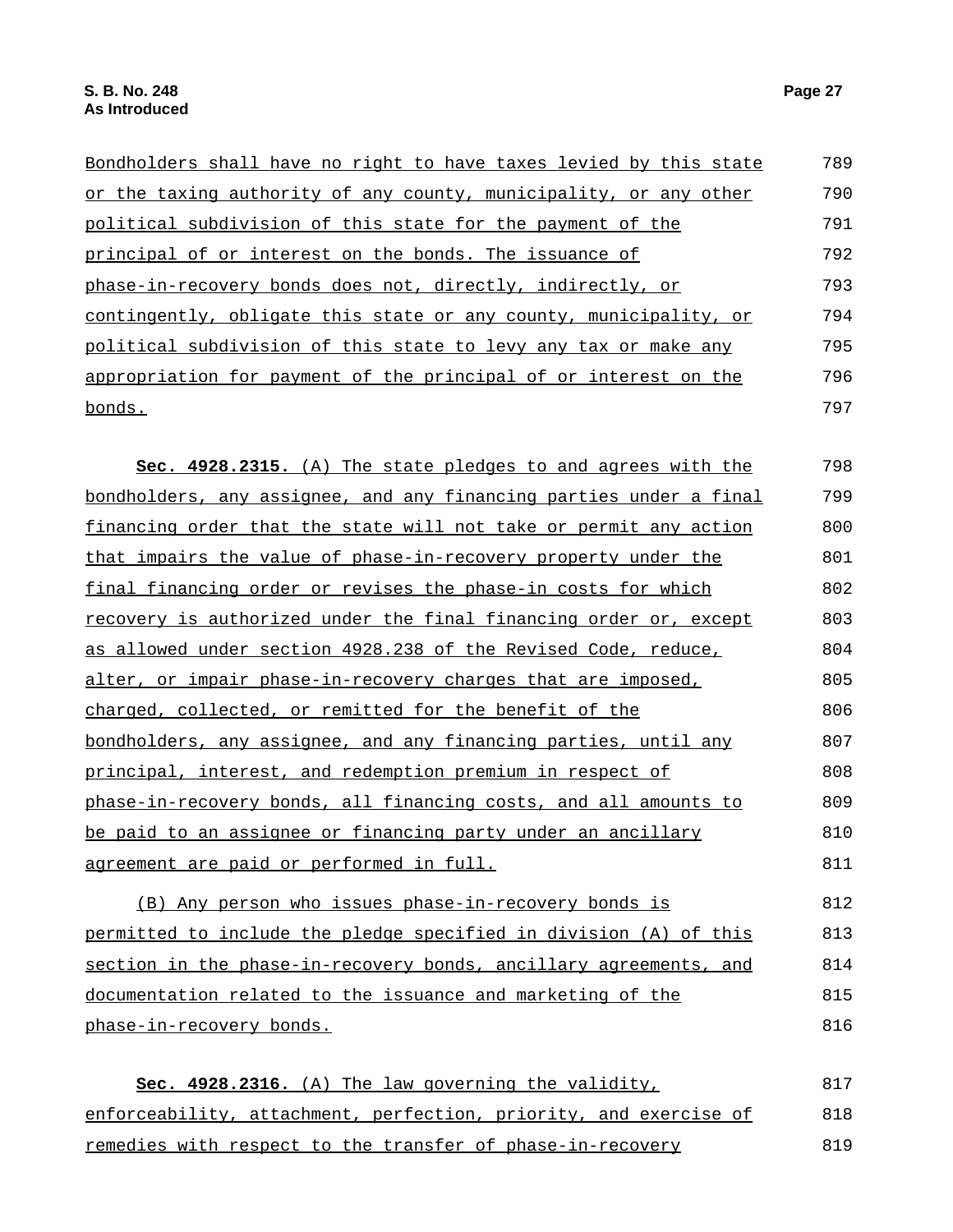Bondholders shall have no right to have taxes levied by this state or the taxing authority of any county, municipality, or any other political subdivision of this state for the payment of the principal of or interest on the bonds. The issuance of phase-in-recovery bonds does not, directly, indirectly, or contingently, obligate this state or any county, municipality, or political subdivision of this state to levy any tax or make any appropriation for payment of the principal of or interest on the bonds.

**Sec. 4928.2315.** (A) The state pledges to and agrees with the bondholders, any assignee, and any financing parties under a final financing order that the state will not take or permit any action that impairs the value of phase-in-recovery property under the final financing order or revises the phase-in costs for which recovery is authorized under the final financing order or, except as allowed under section 4928.238 of the Revised Code, reduce, alter, or impair phase-in-recovery charges that are imposed, charged, collected, or remitted for the benefit of the bondholders, any assignee, and any financing parties, until any principal, interest, and redemption premium in respect of phase-in-recovery bonds, all financing costs, and all amounts to be paid to an assignee or financing party under an ancillary agreement are paid or performed in full.

(B) Any person who issues phase-in-recovery bonds is permitted to include the pledge specified in division (A) of this section in the phase-in-recovery bonds, ancillary agreements, and documentation related to the issuance and marketing of the phase-in-recovery bonds.

**Sec. 4928.2316.** (A) The law governing the validity, enforceability, attachment, perfection, priority, and exercise of remedies with respect to the transfer of phase-in-recovery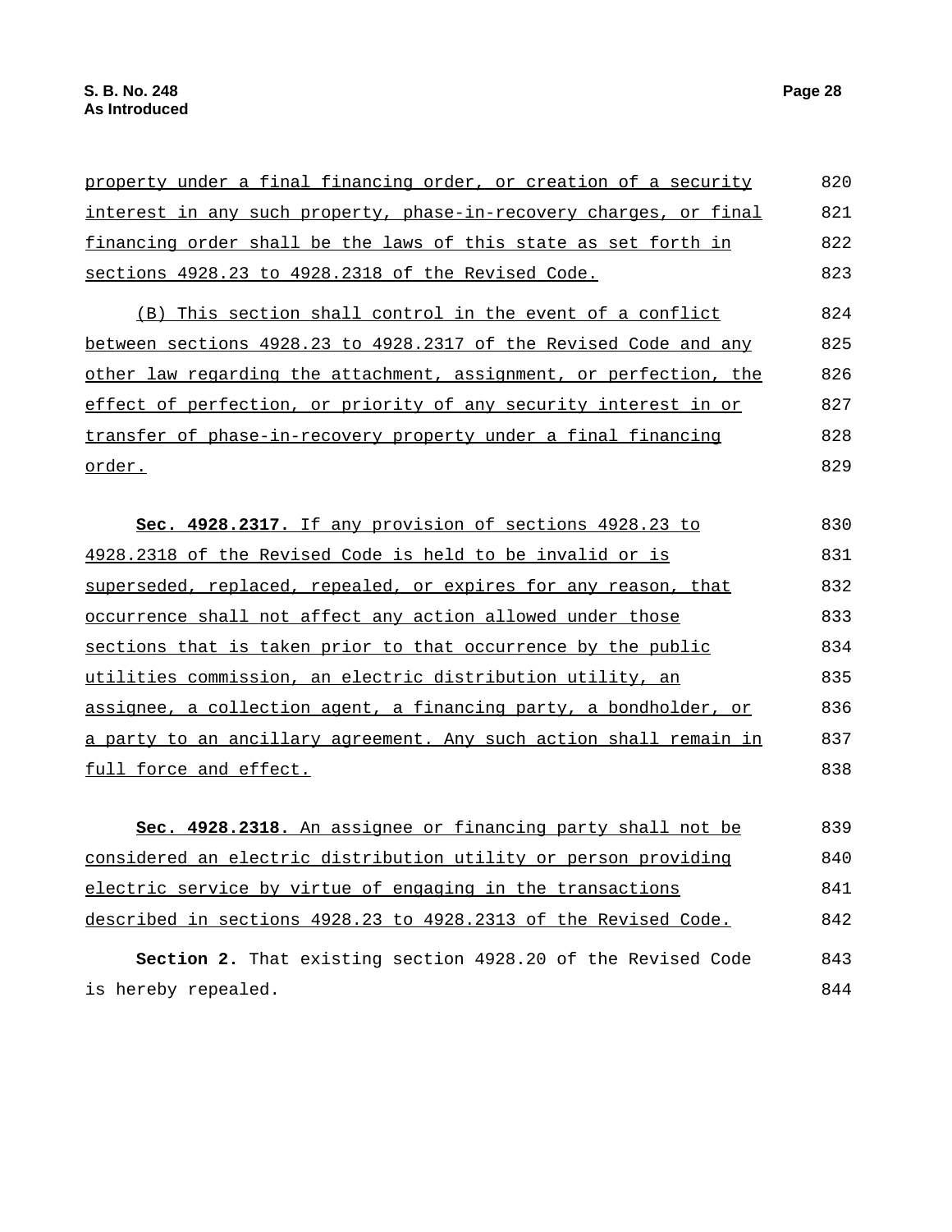property under a final financing order, or creation of a security interest in any such property, phase-in-recovery charges, or final financing order shall be the laws of this state as set forth in sections 4928.23 to 4928.2318 of the Revised Code.

(B) This section shall control in the event of a conflict between sections 4928.23 to 4928.2317 of the Revised Code and any other law regarding the attachment, assignment, or perfection, the effect of perfection, or priority of any security interest in or transfer of phase-in-recovery property under a final financing order.

**Sec. 4928.2317.** If any provision of sections 4928.23 to 4928.2318 of the Revised Code is held to be invalid or is superseded, replaced, repealed, or expires for any reason, that occurrence shall not affect any action allowed under those sections that is taken prior to that occurrence by the public utilities commission, an electric distribution utility, an assignee, a collection agent, a financing party, a bondholder, or a party to an ancillary agreement. Any such action shall remain in full force and effect.

**Sec. 4928.2318.** An assignee or financing party shall not be considered an electric distribution utility or person providing electric service by virtue of engaging in the transactions described in sections 4928.23 to 4928.2313 of the Revised Code.

**Section 2.** That existing section 4928.20 of the Revised Code is hereby repealed.